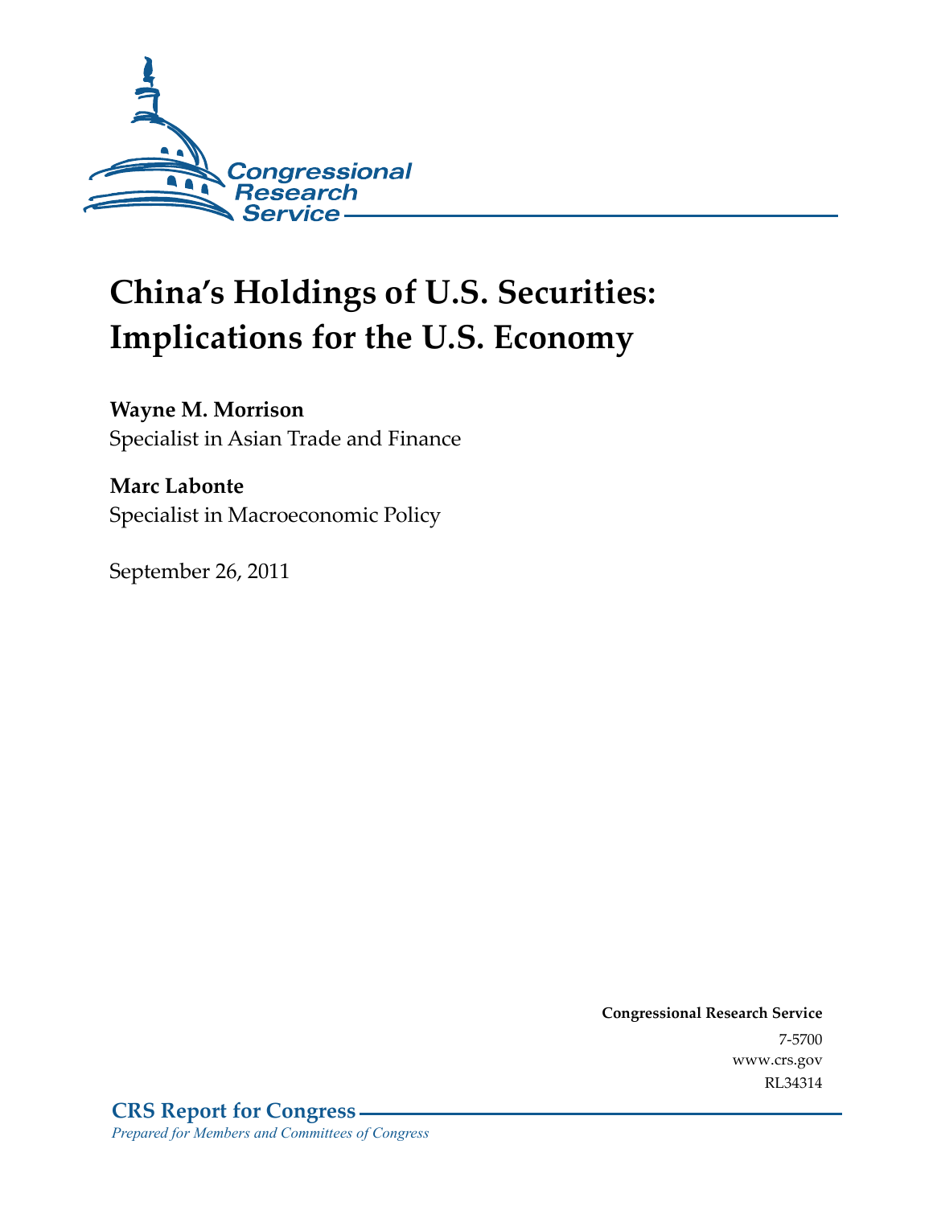Congressional Research Service

# China's Holdings of U.S. Securities: Implications for the U.S. Economy

**Wayne M. Morrison**
Specialist in Asian Trade and Finance

**Marc Labonte**
Specialist in Macroeconomic Policy

September 26, 2011

**Congressional Research Service**
7-5700
www.crs.gov
RL34314

**CRS Report for Congress**
*Prepared for Members and Committees of Congress*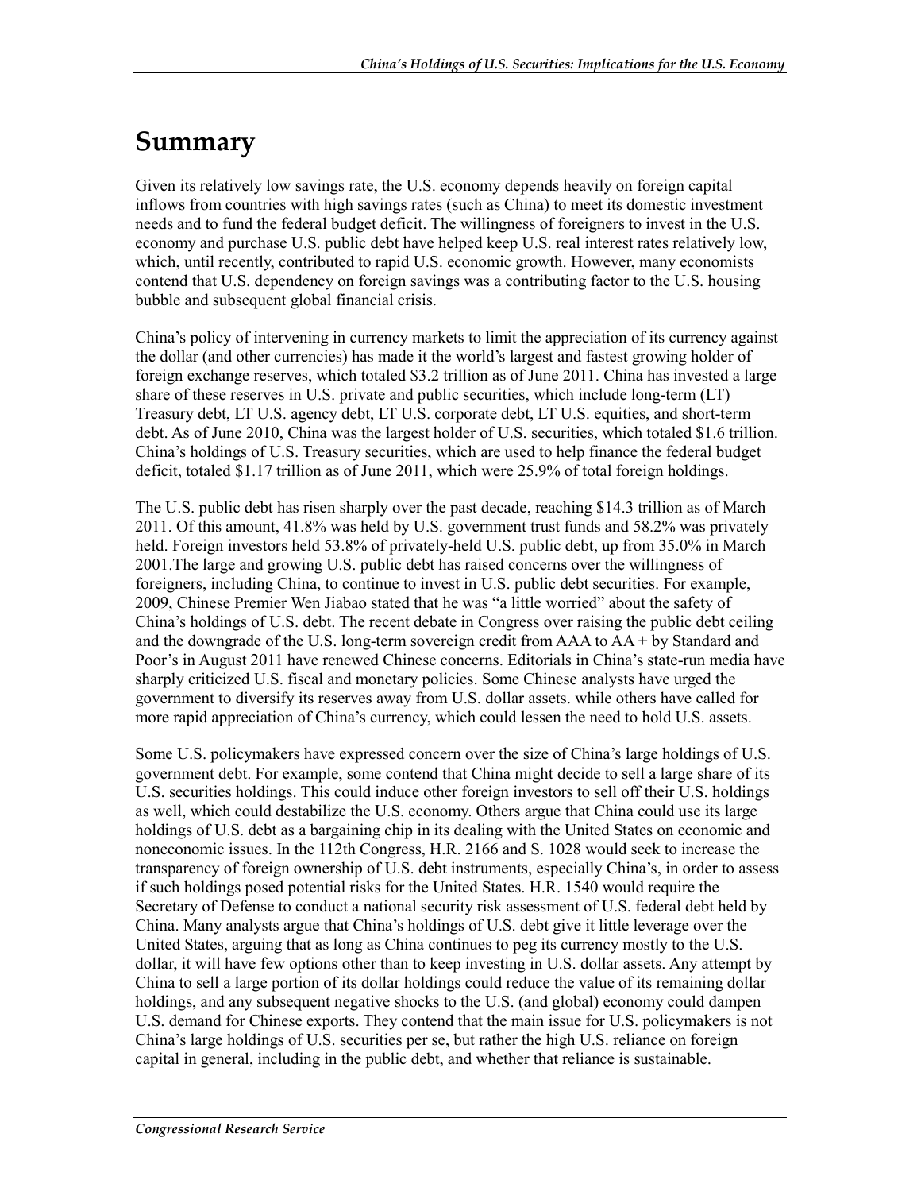# Summary

Given its relatively low savings rate, the U.S. economy depends heavily on foreign capital inflows from countries with high savings rates (such as China) to meet its domestic investment needs and to fund the federal budget deficit. The willingness of foreigners to invest in the U.S. economy and purchase U.S. public debt have helped keep U.S. real interest rates relatively low, which, until recently, contributed to rapid U.S. economic growth. However, many economists contend that U.S. dependency on foreign savings was a contributing factor to the U.S. housing bubble and subsequent global financial crisis.

China's policy of intervening in currency markets to limit the appreciation of its currency against the dollar (and other currencies) has made it the world's largest and fastest growing holder of foreign exchange reserves, which totaled $3.2 trillion as of June 2011. China has invested a large share of these reserves in U.S. private and public securities, which include long-term (LT) Treasury debt, LT U.S. agency debt, LT U.S. corporate debt, LT U.S. equities, and short-term debt. As of June 2010, China was the largest holder of U.S. securities, which totaled $1.6 trillion. China's holdings of U.S. Treasury securities, which are used to help finance the federal budget deficit, totaled $1.17 trillion as of June 2011, which were 25.9% of total foreign holdings.

The U.S. public debt has risen sharply over the past decade, reaching $14.3 trillion as of March 2011. Of this amount, 41.8% was held by U.S. government trust funds and 58.2% was privately held. Foreign investors held 53.8% of privately-held U.S. public debt, up from 35.0% in March 2001.The large and growing U.S. public debt has raised concerns over the willingness of foreigners, including China, to continue to invest in U.S. public debt securities. For example, 2009, Chinese Premier Wen Jiabao stated that he was "a little worried" about the safety of China's holdings of U.S. debt. The recent debate in Congress over raising the public debt ceiling and the downgrade of the U.S. long-term sovereign credit from AAA to AA + by Standard and Poor's in August 2011 have renewed Chinese concerns. Editorials in China's state-run media have sharply criticized U.S. fiscal and monetary policies. Some Chinese analysts have urged the government to diversify its reserves away from U.S. dollar assets. while others have called for more rapid appreciation of China's currency, which could lessen the need to hold U.S. assets.

Some U.S. policymakers have expressed concern over the size of China's large holdings of U.S. government debt. For example, some contend that China might decide to sell a large share of its U.S. securities holdings. This could induce other foreign investors to sell off their U.S. holdings as well, which could destabilize the U.S. economy. Others argue that China could use its large holdings of U.S. debt as a bargaining chip in its dealing with the United States on economic and noneconomic issues. In the 112th Congress, H.R. 2166 and S. 1028 would seek to increase the transparency of foreign ownership of U.S. debt instruments, especially China's, in order to assess if such holdings posed potential risks for the United States. H.R. 1540 would require the Secretary of Defense to conduct a national security risk assessment of U.S. federal debt held by China. Many analysts argue that China's holdings of U.S. debt give it little leverage over the United States, arguing that as long as China continues to peg its currency mostly to the U.S. dollar, it will have few options other than to keep investing in U.S. dollar assets. Any attempt by China to sell a large portion of its dollar holdings could reduce the value of its remaining dollar holdings, and any subsequent negative shocks to the U.S. (and global) economy could dampen U.S. demand for Chinese exports. They contend that the main issue for U.S. policymakers is not China's large holdings of U.S. securities per se, but rather the high U.S. reliance on foreign capital in general, including in the public debt, and whether that reliance is sustainable.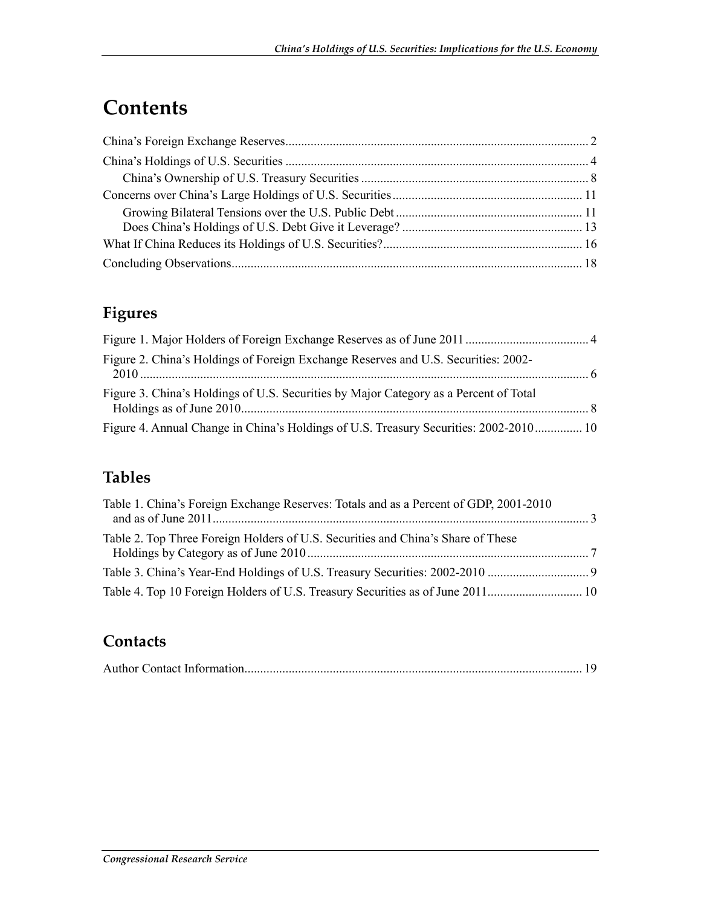# Contents

China's Foreign Exchange Reserves ........................................................................................ 2

China's Holdings of U.S. Securities ........................................................................................ 4

China's Ownership of U.S. Treasury Securities ........................................................................ 8

Concerns over China's Large Holdings of U.S. Securities ..................................................... 11

Growing Bilateral Tensions over the U.S. Public Debt ........................................................... 11

Does China's Holdings of U.S. Debt Give it Leverage? ......................................................... 13

What If China Reduces its Holdings of U.S. Securities? ........................................................ 16

Concluding Observations ....................................................................................................... 18

## Figures

Figure 1. Major Holders of Foreign Exchange Reserves as of June 2011 ....................................... 4

Figure 2. China's Holdings of Foreign Exchange Reserves and U.S. Securities: 2002-2010 ............................................................................................................................................. 6

Figure 3. China's Holdings of U.S. Securities by Major Category as a Percent of Total Holdings as of June 2010............................................................................................................. 8

Figure 4. Annual Change in China's Holdings of U.S. Treasury Securities: 2002-2010 ............... 10

## Tables

Table 1. China's Foreign Exchange Reserves: Totals and as a Percent of GDP, 2001-2010 and as of June 2011...................................................................................................................... 3

Table 2. Top Three Foreign Holders of U.S. Securities and China's Share of These Holdings by Category as of June 2010 ......................................................................................... 7

Table 3. China's Year-End Holdings of U.S. Treasury Securities: 2002-2010 ................................ 9

Table 4. Top 10 Foreign Holders of U.S. Treasury Securities as of June 2011.............................. 10

## Contacts

Author Contact Information.......................................................................................................... 19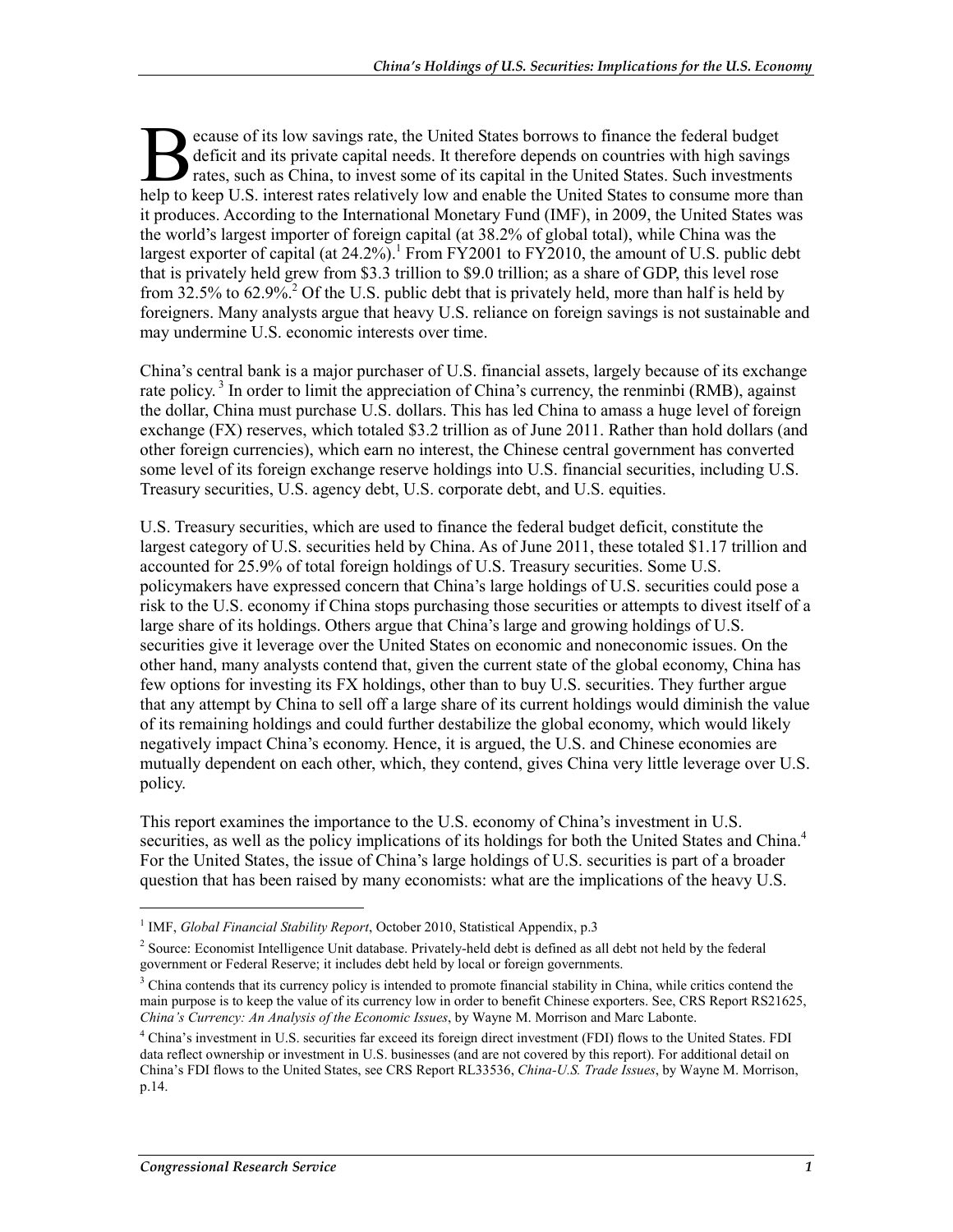Because of its low savings rate, the United States borrows to finance the federal budget deficit and its private capital needs. It therefore depends on countries with high savings rates, such as China, to invest some of its capital in the United States. Such investments help to keep U.S. interest rates relatively low and enable the United States to consume more than it produces. According to the International Monetary Fund (IMF), in 2009, the United States was the world's largest importer of foreign capital (at 38.2% of global total), while China was the largest exporter of capital (at 24.2%).[1] From FY2001 to FY2010, the amount of U.S. public debt that is privately held grew from $3.3 trillion to $9.0 trillion; as a share of GDP, this level rose from 32.5% to 62.9%.[2] Of the U.S. public debt that is privately held, more than half is held by foreigners. Many analysts argue that heavy U.S. reliance on foreign savings is not sustainable and may undermine U.S. economic interests over time.

China's central bank is a major purchaser of U.S. financial assets, largely because of its exchange rate policy.[3] In order to limit the appreciation of China's currency, the renminbi (RMB), against the dollar, China must purchase U.S. dollars. This has led China to amass a huge level of foreign exchange (FX) reserves, which totaled $3.2 trillion as of June 2011. Rather than hold dollars (and other foreign currencies), which earn no interest, the Chinese central government has converted some level of its foreign exchange reserve holdings into U.S. financial securities, including U.S. Treasury securities, U.S. agency debt, U.S. corporate debt, and U.S. equities.

U.S. Treasury securities, which are used to finance the federal budget deficit, constitute the largest category of U.S. securities held by China. As of June 2011, these totaled $1.17 trillion and accounted for 25.9% of total foreign holdings of U.S. Treasury securities. Some U.S. policymakers have expressed concern that China's large holdings of U.S. securities could pose a risk to the U.S. economy if China stops purchasing those securities or attempts to divest itself of a large share of its holdings. Others argue that China's large and growing holdings of U.S. securities give it leverage over the United States on economic and noneconomic issues. On the other hand, many analysts contend that, given the current state of the global economy, China has few options for investing its FX holdings, other than to buy U.S. securities. They further argue that any attempt by China to sell off a large share of its current holdings would diminish the value of its remaining holdings and could further destabilize the global economy, which would likely negatively impact China's economy. Hence, it is argued, the U.S. and Chinese economies are mutually dependent on each other, which, they contend, gives China very little leverage over U.S. policy.

This report examines the importance to the U.S. economy of China's investment in U.S. securities, as well as the policy implications of its holdings for both the United States and China.[4] For the United States, the issue of China's large holdings of U.S. securities is part of a broader question that has been raised by many economists: what are the implications of the heavy U.S.

---

[1] IMF, *Global Financial Stability Report*, October 2010, Statistical Appendix, p.3

[2] Source: Economist Intelligence Unit database. Privately-held debt is defined as all debt not held by the federal government or Federal Reserve; it includes debt held by local or foreign governments.

[3] China contends that its currency policy is intended to promote financial stability in China, while critics contend the main purpose is to keep the value of its currency low in order to benefit Chinese exporters. See, CRS Report RS21625, *China's Currency: An Analysis of the Economic Issues*, by Wayne M. Morrison and Marc Labonte.

[4] China's investment in U.S. securities far exceed its foreign direct investment (FDI) flows to the United States. FDI data reflect ownership or investment in U.S. businesses (and are not covered by this report). For additional detail on China's FDI flows to the United States, see CRS Report RL33536, *China-U.S. Trade Issues*, by Wayne M. Morrison, p.14.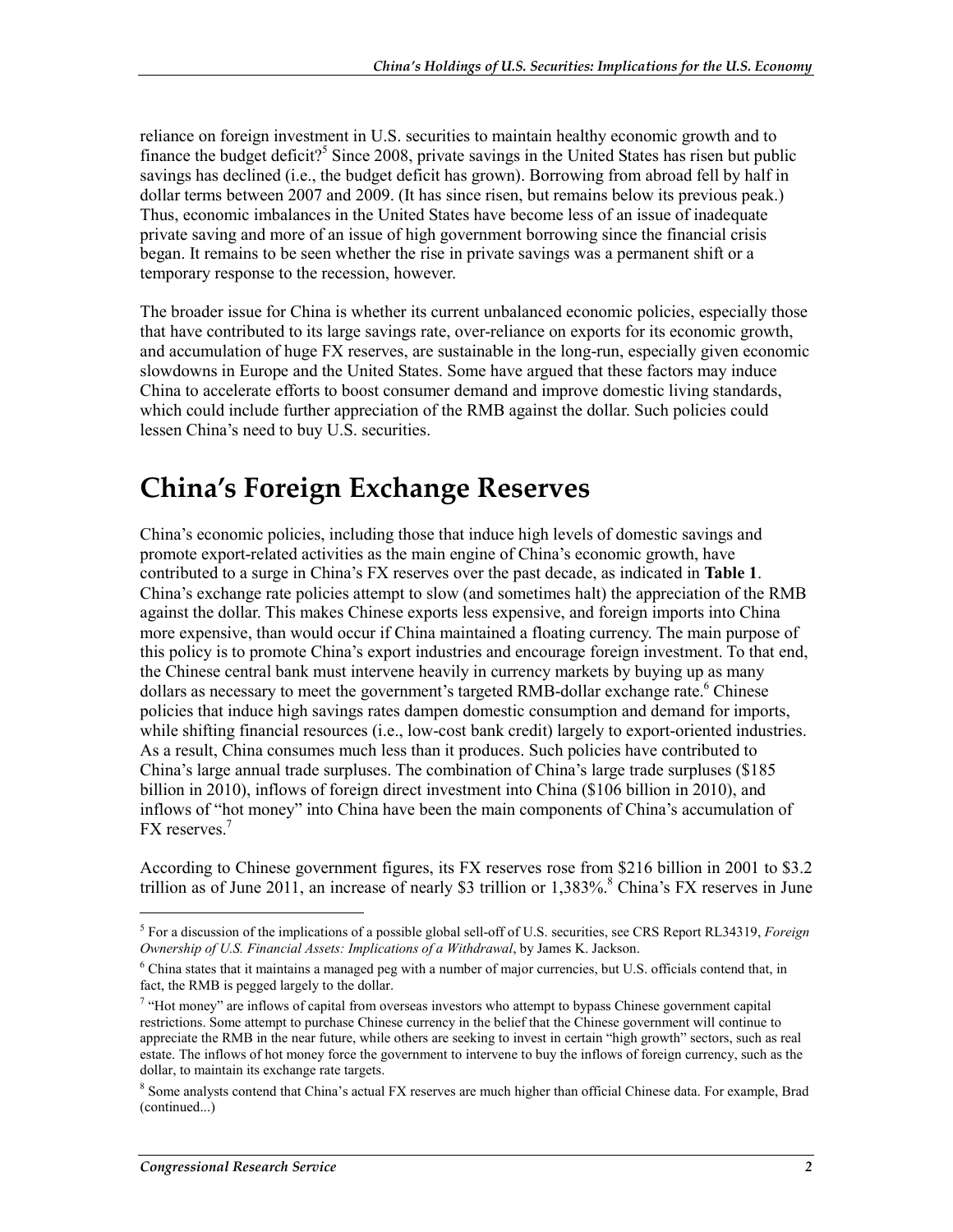reliance on foreign investment in U.S. securities to maintain healthy economic growth and to finance the budget deficit?[5] Since 2008, private savings in the United States has risen but public savings has declined (i.e., the budget deficit has grown). Borrowing from abroad fell by half in dollar terms between 2007 and 2009. (It has since risen, but remains below its previous peak.) Thus, economic imbalances in the United States have become less of an issue of inadequate private saving and more of an issue of high government borrowing since the financial crisis began. It remains to be seen whether the rise in private savings was a permanent shift or a temporary response to the recession, however.

The broader issue for China is whether its current unbalanced economic policies, especially those that have contributed to its large savings rate, over-reliance on exports for its economic growth, and accumulation of huge FX reserves, are sustainable in the long-run, especially given economic slowdowns in Europe and the United States. Some have argued that these factors may induce China to accelerate efforts to boost consumer demand and improve domestic living standards, which could include further appreciation of the RMB against the dollar. Such policies could lessen China's need to buy U.S. securities.

# China's Foreign Exchange Reserves

China's economic policies, including those that induce high levels of domestic savings and promote export-related activities as the main engine of China's economic growth, have contributed to a surge in China's FX reserves over the past decade, as indicated in **Table 1**. China's exchange rate policies attempt to slow (and sometimes halt) the appreciation of the RMB against the dollar. This makes Chinese exports less expensive, and foreign imports into China more expensive, than would occur if China maintained a floating currency. The main purpose of this policy is to promote China's export industries and encourage foreign investment. To that end, the Chinese central bank must intervene heavily in currency markets by buying up as many dollars as necessary to meet the government's targeted RMB-dollar exchange rate.[6] Chinese policies that induce high savings rates dampen domestic consumption and demand for imports, while shifting financial resources (i.e., low-cost bank credit) largely to export-oriented industries. As a result, China consumes much less than it produces. Such policies have contributed to China's large annual trade surpluses. The combination of China's large trade surpluses ($185 billion in 2010), inflows of foreign direct investment into China ($106 billion in 2010), and inflows of "hot money" into China have been the main components of China's accumulation of FX reserves.[7]

According to Chinese government figures, its FX reserves rose from $216 billion in 2001 to $3.2 trillion as of June 2011, an increase of nearly $3 trillion or 1,383%.[8] China's FX reserves in June

---

[5] For a discussion of the implications of a possible global sell-off of U.S. securities, see CRS Report RL34319, *Foreign Ownership of U.S. Financial Assets: Implications of a Withdrawal*, by James K. Jackson.

[6] China states that it maintains a managed peg with a number of major currencies, but U.S. officials contend that, in fact, the RMB is pegged largely to the dollar.

[7] "Hot money" are inflows of capital from overseas investors who attempt to bypass Chinese government capital restrictions. Some attempt to purchase Chinese currency in the belief that the Chinese government will continue to appreciate the RMB in the near future, while others are seeking to invest in certain "high growth" sectors, such as real estate. The inflows of hot money force the government to intervene to buy the inflows of foreign currency, such as the dollar, to maintain its exchange rate targets.

[8] Some analysts contend that China's actual FX reserves are much higher than official Chinese data. For example, Brad (continued...)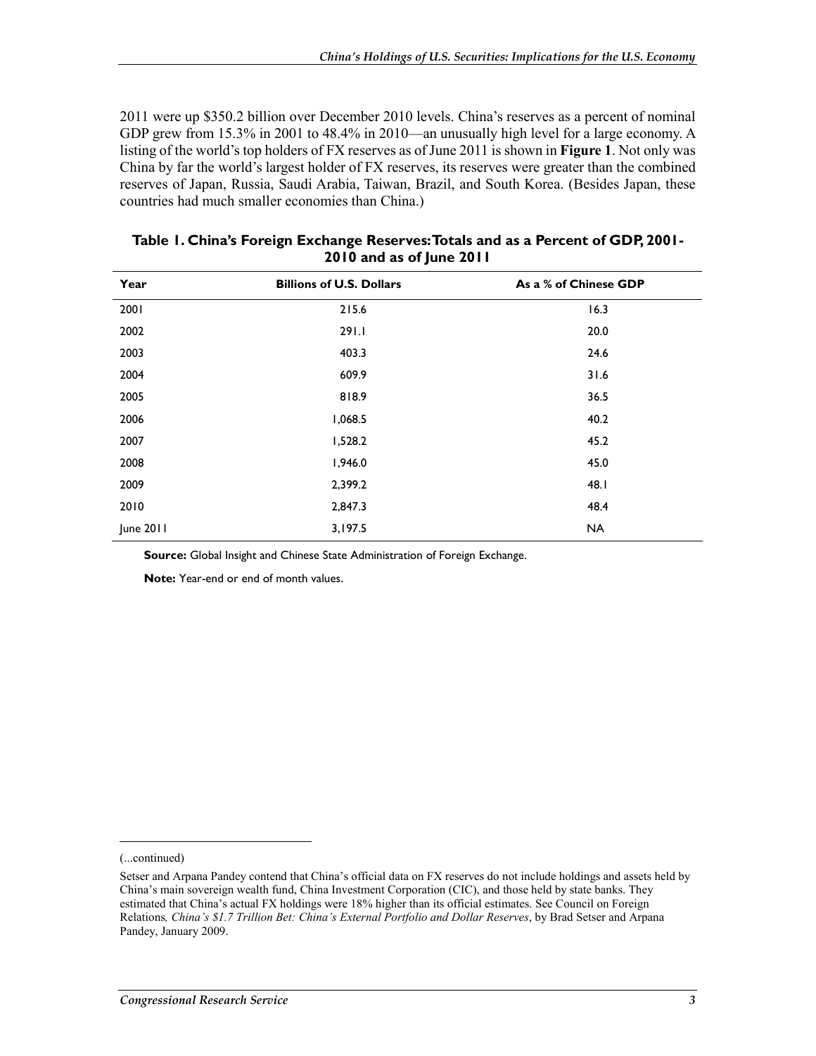2011 were up \$350.2 billion over December 2010 levels. China's reserves as a percent of nominal GDP grew from 15.3% in 2001 to 48.4% in 2010—an unusually high level for a large economy. A listing of the world's top holders of FX reserves as of June 2011 is shown in **Figure 1**. Not only was China by far the world's largest holder of FX reserves, its reserves were greater than the combined reserves of Japan, Russia, Saudi Arabia, Taiwan, Brazil, and South Korea. (Besides Japan, these countries had much smaller economies than China.)

**Table 1. China's Foreign Exchange Reserves: Totals and as a Percent of GDP, 2001-2010 and as of June 2011**

| Year | Billions of U.S. Dollars | As a % of Chinese GDP |
|---|---|---|
| 2001 | 215.6 | 16.3 |
| 2002 | 291.1 | 20.0 |
| 2003 | 403.3 | 24.6 |
| 2004 | 609.9 | 31.6 |
| 2005 | 818.9 | 36.5 |
| 2006 | 1,068.5 | 40.2 |
| 2007 | 1,528.2 | 45.2 |
| 2008 | 1,946.0 | 45.0 |
| 2009 | 2,399.2 | 48.1 |
| 2010 | 2,847.3 | 48.4 |
| June 2011 | 3,197.5 | NA |

**Source:** Global Insight and Chinese State Administration of Foreign Exchange.

**Note:** Year-end or end of month values.

(...continued)

Setser and Arpana Pandey contend that China's official data on FX reserves do not include holdings and assets held by China's main sovereign wealth fund, China Investment Corporation (CIC), and those held by state banks. They estimated that China's actual FX holdings were 18% higher than its official estimates. See Council on Foreign Relations*, China's \$1.7 Trillion Bet: China's External Portfolio and Dollar Reserves*, by Brad Setser and Arpana Pandey, January 2009.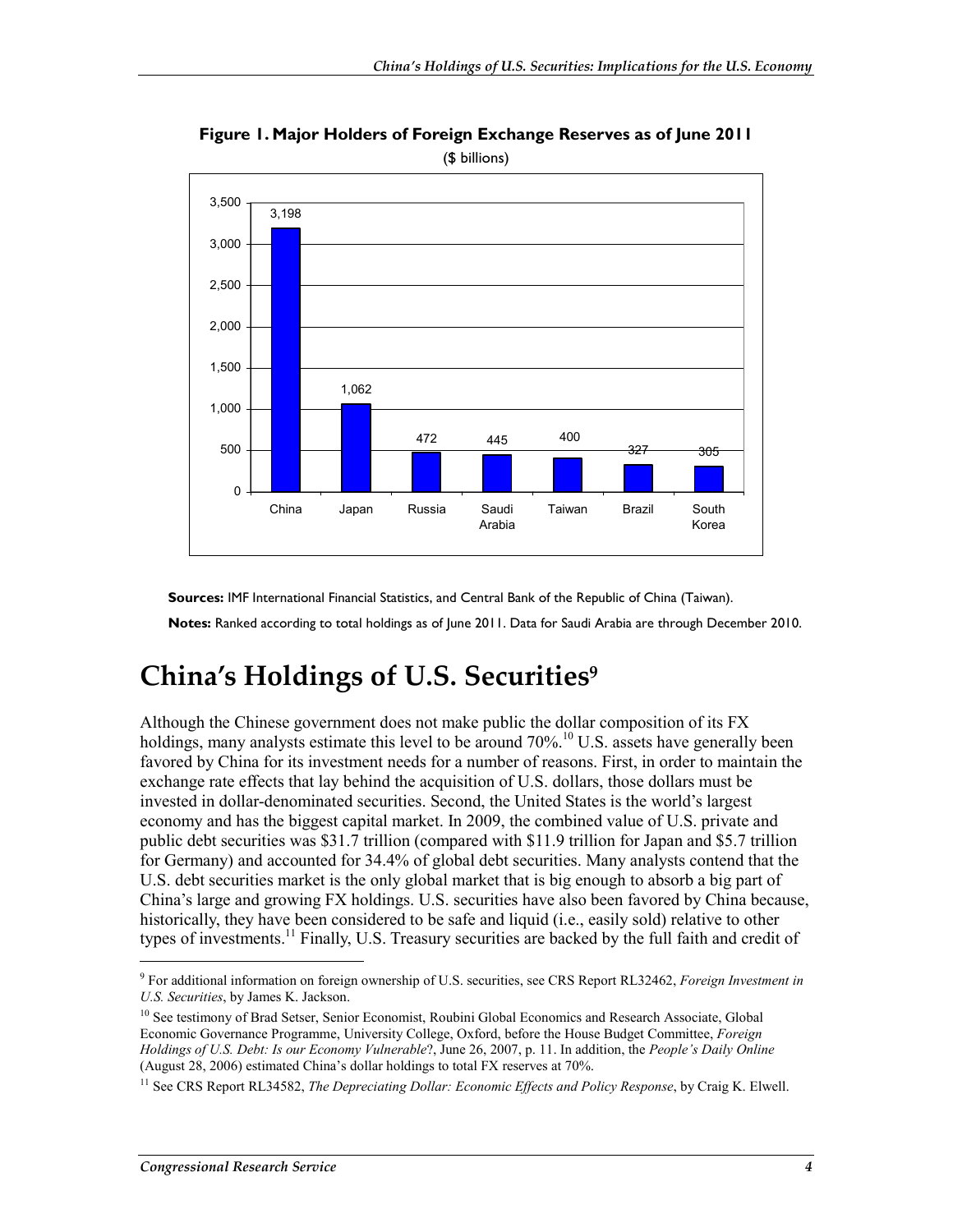**Figure 1. Major Holders of Foreign Exchange Reserves as of June 2011**

($ billions)

| Country | Holdings |
| --- | --- |
| China | 3,198 |
| Japan | 1,062 |
| Russia | 472 |
| Saudi Arabia | 445 |
| Taiwan | 400 |
| Brazil | 327 |
| South Korea | 305 |

**Sources:** IMF International Financial Statistics, and Central Bank of the Republic of China (Taiwan).

**Notes:** Ranked according to total holdings as of June 2011. Data for Saudi Arabia are through December 2010.

# China's Holdings of U.S. Securities[9]

Although the Chinese government does not make public the dollar composition of its FX holdings, many analysts estimate this level to be around 70%.[10] U.S. assets have generally been favored by China for its investment needs for a number of reasons. First, in order to maintain the exchange rate effects that lay behind the acquisition of U.S. dollars, those dollars must be invested in dollar-denominated securities. Second, the United States is the world's largest economy and has the biggest capital market. In 2009, the combined value of U.S. private and public debt securities was $31.7 trillion (compared with $11.9 trillion for Japan and $5.7 trillion for Germany) and accounted for 34.4% of global debt securities. Many analysts contend that the U.S. debt securities market is the only global market that is big enough to absorb a big part of China's large and growing FX holdings. U.S. securities have also been favored by China because, historically, they have been considered to be safe and liquid (i.e., easily sold) relative to other types of investments.[11] Finally, U.S. Treasury securities are backed by the full faith and credit of

---

[9] For additional information on foreign ownership of U.S. securities, see CRS Report RL32462, *Foreign Investment in U.S. Securities*, by James K. Jackson.

[10] See testimony of Brad Setser, Senior Economist, Roubini Global Economics and Research Associate, Global Economic Governance Programme, University College, Oxford, before the House Budget Committee, *Foreign Holdings of U.S. Debt: Is our Economy Vulnerable*?, June 26, 2007, p. 11. In addition, the *People's Daily Online* (August 28, 2006) estimated China's dollar holdings to total FX reserves at 70%.

[11] See CRS Report RL34582, *The Depreciating Dollar: Economic Effects and Policy Response*, by Craig K. Elwell.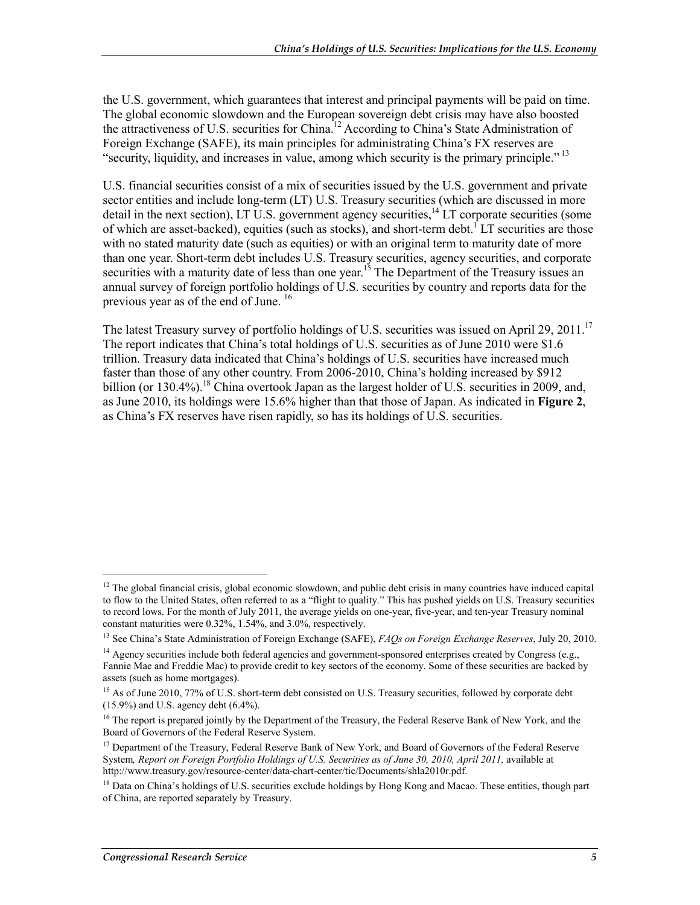the U.S. government, which guarantees that interest and principal payments will be paid on time. The global economic slowdown and the European sovereign debt crisis may have also boosted the attractiveness of U.S. securities for China.[12] According to China's State Administration of Foreign Exchange (SAFE), its main principles for administrating China's FX reserves are "security, liquidity, and increases in value, among which security is the primary principle."[13]

U.S. financial securities consist of a mix of securities issued by the U.S. government and private sector entities and include long-term (LT) U.S. Treasury securities (which are discussed in more detail in the next section), LT U.S. government agency securities,[14] LT corporate securities (some of which are asset-backed), equities (such as stocks), and short-term debt.[1] LT securities are those with no stated maturity date (such as equities) or with an original term to maturity date of more than one year. Short-term debt includes U.S. Treasury securities, agency securities, and corporate securities with a maturity date of less than one year.[15] The Department of the Treasury issues an annual survey of foreign portfolio holdings of U.S. securities by country and reports data for the previous year as of the end of June. [16]

The latest Treasury survey of portfolio holdings of U.S. securities was issued on April 29, 2011.[17] The report indicates that China's total holdings of U.S. securities as of June 2010 were $1.6 trillion. Treasury data indicated that China's holdings of U.S. securities have increased much faster than those of any other country. From 2006-2010, China's holding increased by $912 billion (or 130.4%).[18] China overtook Japan as the largest holder of U.S. securities in 2009, and, as June 2010, its holdings were 15.6% higher than that those of Japan. As indicated in **Figure 2**, as China's FX reserves have risen rapidly, so has its holdings of U.S. securities.

---

[12] The global financial crisis, global economic slowdown, and public debt crisis in many countries have induced capital to flow to the United States, often referred to as a "flight to quality." This has pushed yields on U.S. Treasury securities to record lows. For the month of July 2011, the average yields on one-year, five-year, and ten-year Treasury nominal constant maturities were 0.32%, 1.54%, and 3.0%, respectively.

[13] See China's State Administration of Foreign Exchange (SAFE), *FAQs on Foreign Exchange Reserves*, July 20, 2010.

[14] Agency securities include both federal agencies and government-sponsored enterprises created by Congress (e.g., Fannie Mae and Freddie Mac) to provide credit to key sectors of the economy. Some of these securities are backed by assets (such as home mortgages).

[15] As of June 2010, 77% of U.S. short-term debt consisted on U.S. Treasury securities, followed by corporate debt (15.9%) and U.S. agency debt (6.4%).

[16] The report is prepared jointly by the Department of the Treasury, the Federal Reserve Bank of New York, and the Board of Governors of the Federal Reserve System.

[17] Department of the Treasury, Federal Reserve Bank of New York, and Board of Governors of the Federal Reserve System*, Report on Foreign Portfolio Holdings of U.S. Securities as of June 30, 2010, April 2011,* available at http://www.treasury.gov/resource-center/data-chart-center/tic/Documents/shla2010r.pdf.

[18] Data on China's holdings of U.S. securities exclude holdings by Hong Kong and Macao. These entities, though part of China, are reported separately by Treasury.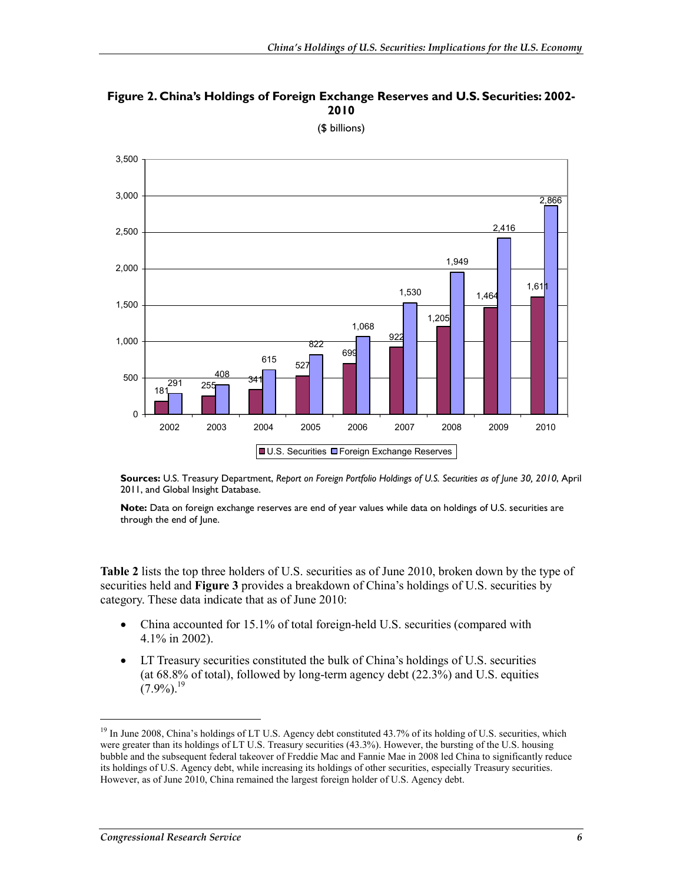**Figure 2. China's Holdings of Foreign Exchange Reserves and U.S. Securities: 2002-2010**

($ billions)

| Year | U.S. Securities | Foreign Exchange Reserves |
| --- | --- | --- |
| 2002 | 181 | 291 |
| 2003 | 255 | 408 |
| 2004 | 341 | 615 |
| 2005 | 527 | 822 |
| 2006 | 699 | 1,068 |
| 2007 | 922 | 1,530 |
| 2008 | 1,205 | 1,949 |
| 2009 | 1,464 | 2,416 |
| 2010 | 1,611 | 2,866 |

**Sources:** U.S. Treasury Department, *Report on Foreign Portfolio Holdings of U.S. Securities as of June 30, 2010*, April 2011, and Global Insight Database.

**Note:** Data on foreign exchange reserves are end of year values while data on holdings of U.S. securities are through the end of June.

**Table 2** lists the top three holders of U.S. securities as of June 2010, broken down by the type of securities held and **Figure 3** provides a breakdown of China's holdings of U.S. securities by category. These data indicate that as of June 2010:

- China accounted for 15.1% of total foreign-held U.S. securities (compared with 4.1% in 2002).
- LT Treasury securities constituted the bulk of China's holdings of U.S. securities (at 68.8% of total), followed by long-term agency debt (22.3%) and U.S. equities (7.9%).[19]

[19] In June 2008, China's holdings of LT U.S. Agency debt constituted 43.7% of its holding of U.S. securities, which were greater than its holdings of LT U.S. Treasury securities (43.3%). However, the bursting of the U.S. housing bubble and the subsequent federal takeover of Freddie Mac and Fannie Mae in 2008 led China to significantly reduce its holdings of U.S. Agency debt, while increasing its holdings of other securities, especially Treasury securities. However, as of June 2010, China remained the largest foreign holder of U.S. Agency debt.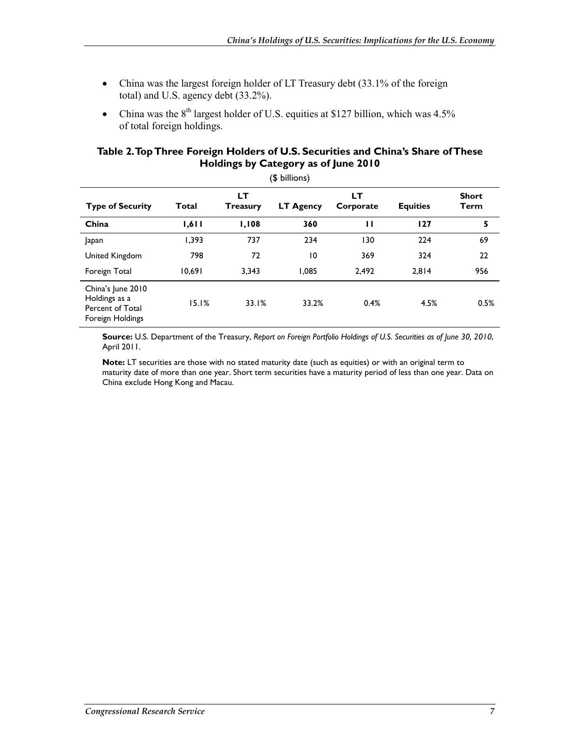- China was the largest foreign holder of LT Treasury debt (33.1% of the foreign total) and U.S. agency debt (33.2%).
- China was the 8th largest holder of U.S. equities at $127 billion, which was 4.5% of total foreign holdings.

**Table 2. Top Three Foreign Holders of U.S. Securities and China's Share of These Holdings by Category as of June 2010**

($ billions)

| Type of Security | Total | LT Treasury | LT Agency | LT Corporate | Equities | Short Term |
|---|---|---|---|---|---|---|
| **China** | **1,611** | **1,108** | **360** | **11** | **127** | **5** |
| Japan | 1,393 | 737 | 234 | 130 | 224 | 69 |
| United Kingdom | 798 | 72 | 10 | 369 | 324 | 22 |
| Foreign Total | 10,691 | 3,343 | 1,085 | 2,492 | 2,814 | 956 |
| China's June 2010 Holdings as a Percent of Total Foreign Holdings | 15.1% | 33.1% | 33.2% | 0.4% | 4.5% | 0.5% |

**Source:** U.S. Department of the Treasury, *Report on Foreign Portfolio Holdings of U.S. Securities as of June 30, 2010*, April 2011.

**Note:** LT securities are those with no stated maturity date (such as equities) or with an original term to maturity date of more than one year. Short term securities have a maturity period of less than one year. Data on China exclude Hong Kong and Macau.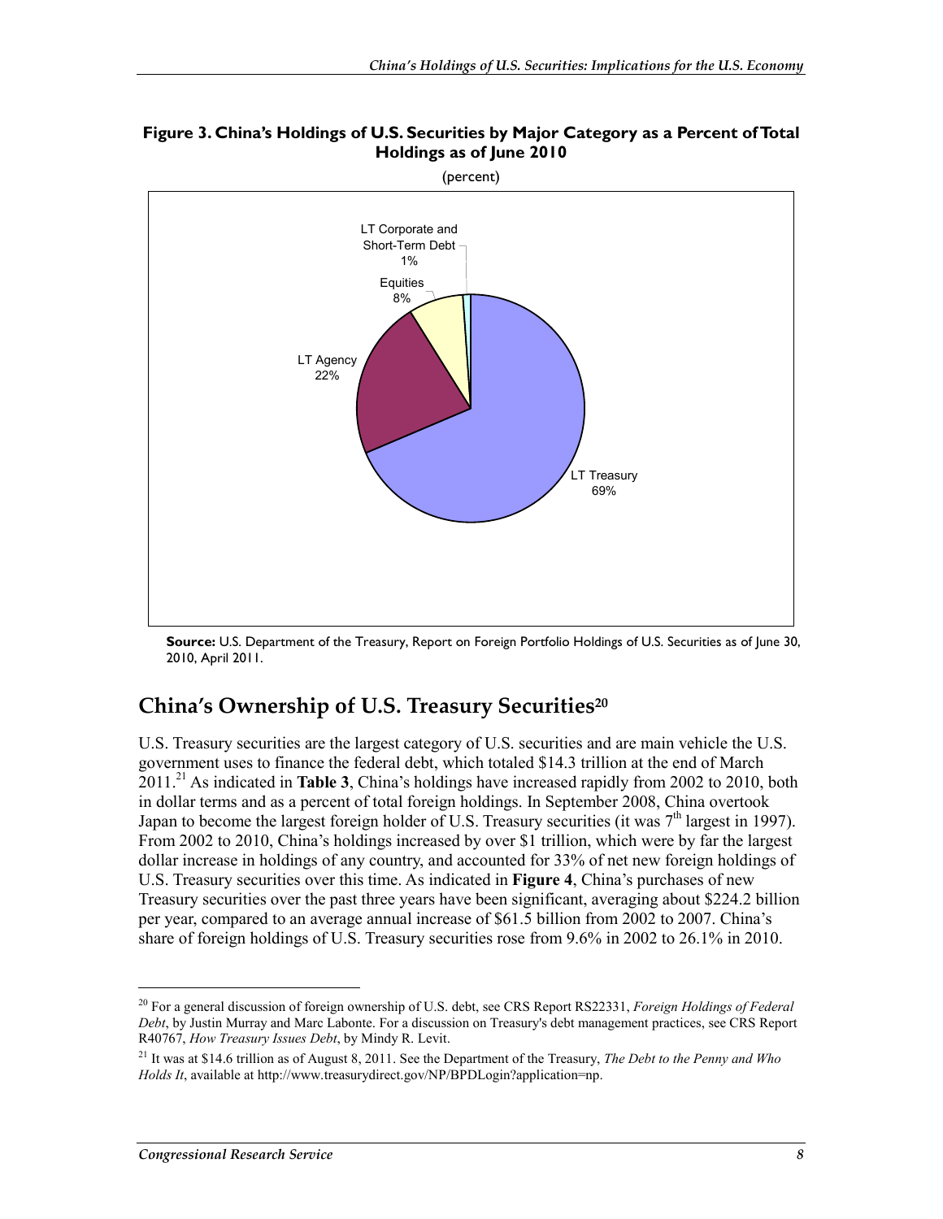**Figure 3. China's Holdings of U.S. Securities by Major Category as a Percent of Total Holdings as of June 2010**

(percent)

LT Corporate and Short-Term Debt 1%

Equities 8%

LT Agency 22%

LT Treasury 69%

**Source:** U.S. Department of the Treasury, Report on Foreign Portfolio Holdings of U.S. Securities as of June 30, 2010, April 2011.

## China's Ownership of U.S. Treasury Securities[20]

U.S. Treasury securities are the largest category of U.S. securities and are main vehicle the U.S. government uses to finance the federal debt, which totaled $14.3 trillion at the end of March 2011.[21] As indicated in **Table 3**, China's holdings have increased rapidly from 2002 to 2010, both in dollar terms and as a percent of total foreign holdings. In September 2008, China overtook Japan to become the largest foreign holder of U.S. Treasury securities (it was 7th largest in 1997). From 2002 to 2010, China's holdings increased by over $1 trillion, which were by far the largest dollar increase in holdings of any country, and accounted for 33% of net new foreign holdings of U.S. Treasury securities over this time. As indicated in **Figure 4**, China's purchases of new Treasury securities over the past three years have been significant, averaging about $224.2 billion per year, compared to an average annual increase of $61.5 billion from 2002 to 2007. China's share of foreign holdings of U.S. Treasury securities rose from 9.6% in 2002 to 26.1% in 2010.

---

[20] For a general discussion of foreign ownership of U.S. debt, see CRS Report RS22331, *Foreign Holdings of Federal Debt*, by Justin Murray and Marc Labonte. For a discussion on Treasury's debt management practices, see CRS Report R40767, *How Treasury Issues Debt*, by Mindy R. Levit.

[21] It was at $14.6 trillion as of August 8, 2011. See the Department of the Treasury, *The Debt to the Penny and Who Holds It*, available at http://www.treasurydirect.gov/NP/BPDLogin?application=np.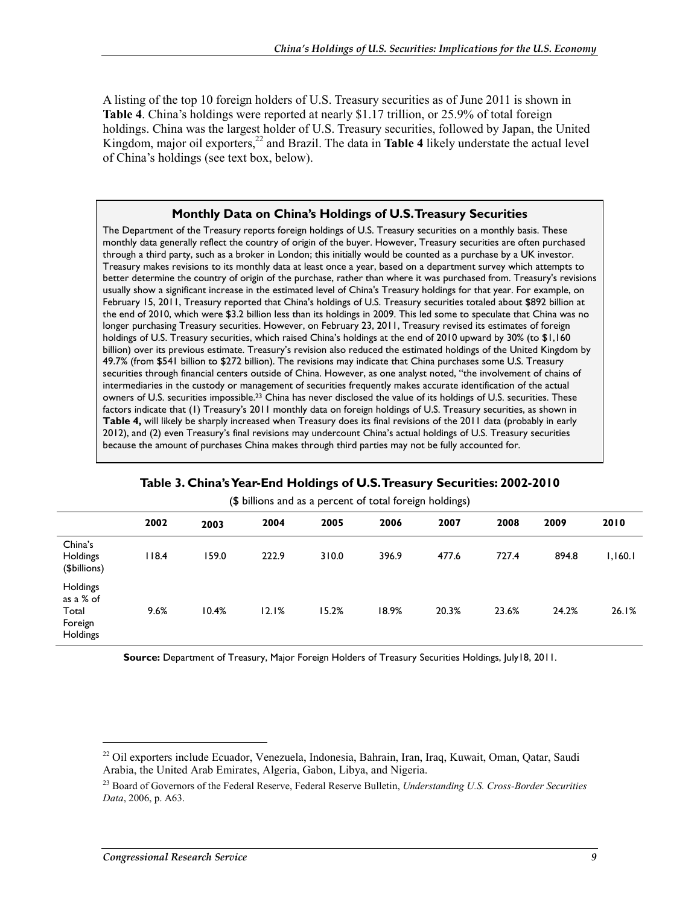A listing of the top 10 foreign holders of U.S. Treasury securities as of June 2011 is shown in **Table 4**. China's holdings were reported at nearly $1.17 trillion, or 25.9% of total foreign holdings. China was the largest holder of U.S. Treasury securities, followed by Japan, the United Kingdom, major oil exporters,[22] and Brazil. The data in **Table 4** likely understate the actual level of China's holdings (see text box, below).

### Monthly Data on China's Holdings of U.S. Treasury Securities

The Department of the Treasury reports foreign holdings of U.S. Treasury securities on a monthly basis. These monthly data generally reflect the country of origin of the buyer. However, Treasury securities are often purchased through a third party, such as a broker in London; this initially would be counted as a purchase by a UK investor. Treasury makes revisions to its monthly data at least once a year, based on a department survey which attempts to better determine the country of origin of the purchase, rather than where it was purchased from. Treasury's revisions usually show a significant increase in the estimated level of China's Treasury holdings for that year. For example, on February 15, 2011, Treasury reported that China's holdings of U.S. Treasury securities totaled about $892 billion at the end of 2010, which were $3.2 billion less than its holdings in 2009. This led some to speculate that China was no longer purchasing Treasury securities. However, on February 23, 2011, Treasury revised its estimates of foreign holdings of U.S. Treasury securities, which raised China's holdings at the end of 2010 upward by 30% (to $1,160 billion) over its previous estimate. Treasury's revision also reduced the estimated holdings of the United Kingdom by 49.7% (from $541 billion to $272 billion). The revisions may indicate that China purchases some U.S. Treasury securities through financial centers outside of China. However, as one analyst noted, "the involvement of chains of intermediaries in the custody or management of securities frequently makes accurate identification of the actual owners of U.S. securities impossible.[23] China has never disclosed the value of its holdings of U.S. securities. These factors indicate that (1) Treasury's 2011 monthly data on foreign holdings of U.S. Treasury securities, as shown in **Table 4,** will likely be sharply increased when Treasury does its final revisions of the 2011 data (probably in early 2012), and (2) even Treasury's final revisions may undercount China's actual holdings of U.S. Treasury securities because the amount of purchases China makes through third parties may not be fully accounted for.

**Table 3. China's Year-End Holdings of U.S. Treasury Securities: 2002-2010**

($ billions and as a percent of total foreign holdings)

| | 2002 | 2003 | 2004 | 2005 | 2006 | 2007 | 2008 | 2009 | 2010 |
|---|---|---|---|---|---|---|---|---|---|
| China's Holdings ($billions) | 118.4 | 159.0 | 222.9 | 310.0 | 396.9 | 477.6 | 727.4 | 894.8 | 1,160.1 |
| Holdings as a % of Total Foreign Holdings | 9.6% | 10.4% | 12.1% | 15.2% | 18.9% | 20.3% | 23.6% | 24.2% | 26.1% |

**Source:** Department of Treasury, Major Foreign Holders of Treasury Securities Holdings, July18, 2011.

---

[22] Oil exporters include Ecuador, Venezuela, Indonesia, Bahrain, Iran, Iraq, Kuwait, Oman, Qatar, Saudi Arabia, the United Arab Emirates, Algeria, Gabon, Libya, and Nigeria.

[23] Board of Governors of the Federal Reserve, Federal Reserve Bulletin, *Understanding U.S. Cross-Border Securities Data*, 2006, p. A63.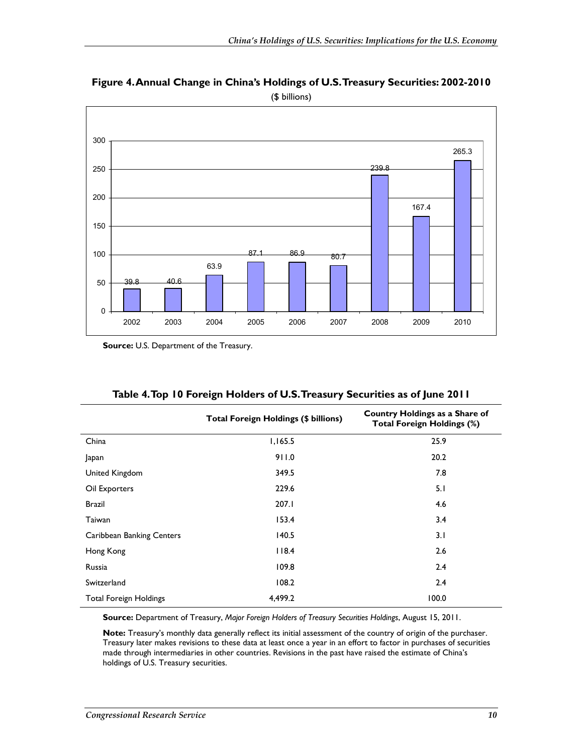**Figure 4. Annual Change in China's Holdings of U.S. Treasury Securities: 2002-2010**

($ billions)

| Year | Annual Change ($ billions) |
|---|---|
| 2002 | 39.8 |
| 2003 | 40.6 |
| 2004 | 63.9 |
| 2005 | 87.1 |
| 2006 | 86.9 |
| 2007 | 80.7 |
| 2008 | 239.8 |
| 2009 | 167.4 |
| 2010 | 265.3 |

**Source:** U.S. Department of the Treasury.

**Table 4. Top 10 Foreign Holders of U.S. Treasury Securities as of June 2011**

| | Total Foreign Holdings ($ billions) | Country Holdings as a Share of Total Foreign Holdings (%) |
|---|---|---|
| China | 1,165.5 | 25.9 |
| Japan | 911.0 | 20.2 |
| United Kingdom | 349.5 | 7.8 |
| Oil Exporters | 229.6 | 5.1 |
| Brazil | 207.1 | 4.6 |
| Taiwan | 153.4 | 3.4 |
| Caribbean Banking Centers | 140.5 | 3.1 |
| Hong Kong | 118.4 | 2.6 |
| Russia | 109.8 | 2.4 |
| Switzerland | 108.2 | 2.4 |
| Total Foreign Holdings | 4,499.2 | 100.0 |

**Source:** Department of Treasury, *Major Foreign Holders of Treasury Securities Holdings*, August 15, 2011.

**Note:** Treasury's monthly data generally reflect its initial assessment of the country of origin of the purchaser. Treasury later makes revisions to these data at least once a year in an effort to factor in purchases of securities made through intermediaries in other countries. Revisions in the past have raised the estimate of China's holdings of U.S. Treasury securities.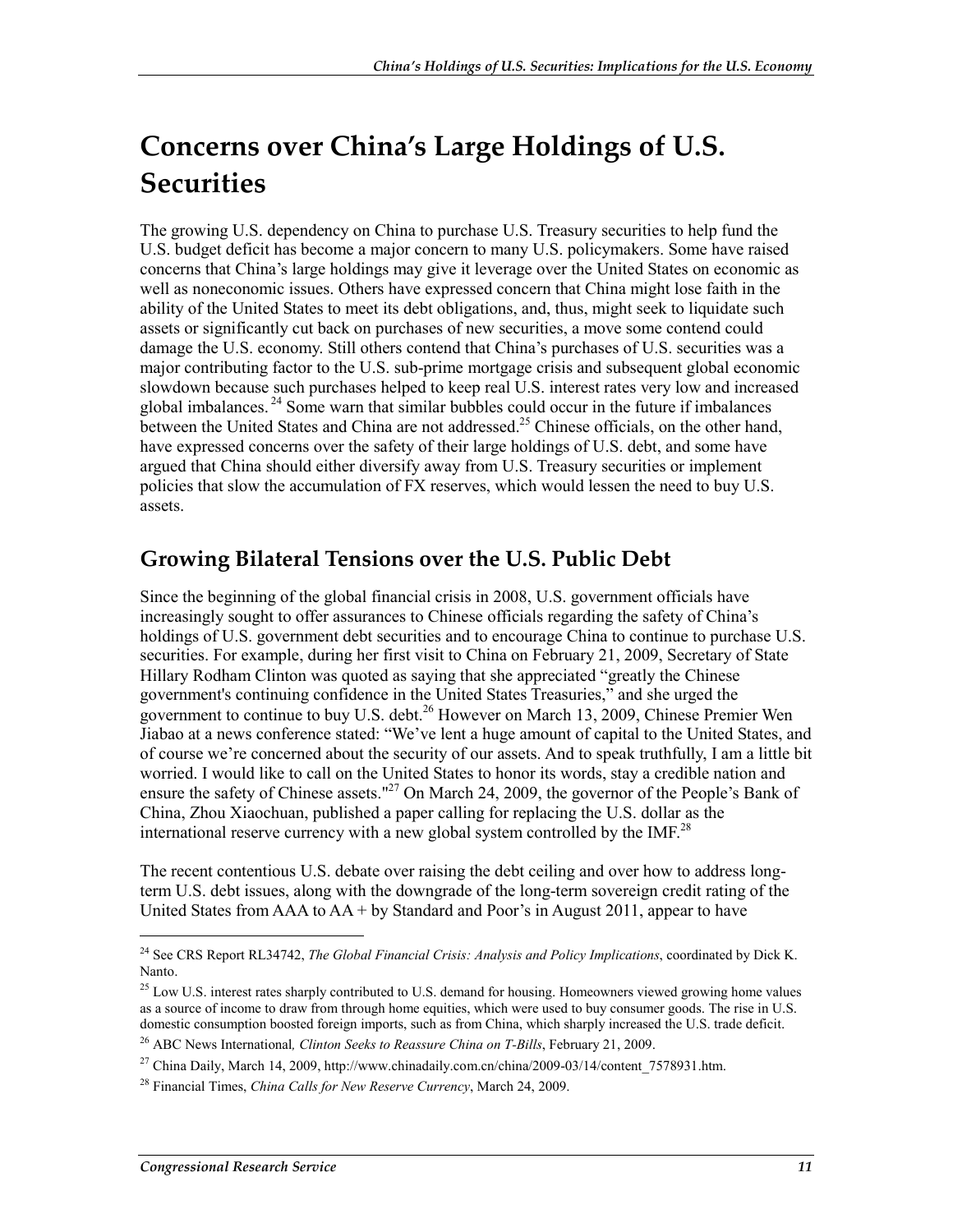# Concerns over China's Large Holdings of U.S. Securities

The growing U.S. dependency on China to purchase U.S. Treasury securities to help fund the U.S. budget deficit has become a major concern to many U.S. policymakers. Some have raised concerns that China's large holdings may give it leverage over the United States on economic as well as noneconomic issues. Others have expressed concern that China might lose faith in the ability of the United States to meet its debt obligations, and, thus, might seek to liquidate such assets or significantly cut back on purchases of new securities, a move some contend could damage the U.S. economy. Still others contend that China's purchases of U.S. securities was a major contributing factor to the U.S. sub-prime mortgage crisis and subsequent global economic slowdown because such purchases helped to keep real U.S. interest rates very low and increased global imbalances.[24] Some warn that similar bubbles could occur in the future if imbalances between the United States and China are not addressed.[25] Chinese officials, on the other hand, have expressed concerns over the safety of their large holdings of U.S. debt, and some have argued that China should either diversify away from U.S. Treasury securities or implement policies that slow the accumulation of FX reserves, which would lessen the need to buy U.S. assets.

## Growing Bilateral Tensions over the U.S. Public Debt

Since the beginning of the global financial crisis in 2008, U.S. government officials have increasingly sought to offer assurances to Chinese officials regarding the safety of China's holdings of U.S. government debt securities and to encourage China to continue to purchase U.S. securities. For example, during her first visit to China on February 21, 2009, Secretary of State Hillary Rodham Clinton was quoted as saying that she appreciated "greatly the Chinese government's continuing confidence in the United States Treasuries," and she urged the government to continue to buy U.S. debt.[26] However on March 13, 2009, Chinese Premier Wen Jiabao at a news conference stated: "We've lent a huge amount of capital to the United States, and of course we're concerned about the security of our assets. And to speak truthfully, I am a little bit worried. I would like to call on the United States to honor its words, stay a credible nation and ensure the safety of Chinese assets."[27] On March 24, 2009, the governor of the People's Bank of China, Zhou Xiaochuan, published a paper calling for replacing the U.S. dollar as the international reserve currency with a new global system controlled by the IMF.[28]

The recent contentious U.S. debate over raising the debt ceiling and over how to address long-term U.S. debt issues, along with the downgrade of the long-term sovereign credit rating of the United States from AAA to AA + by Standard and Poor's in August 2011, appear to have

---

[24] See CRS Report RL34742, *The Global Financial Crisis: Analysis and Policy Implications*, coordinated by Dick K. Nanto.

[25] Low U.S. interest rates sharply contributed to U.S. demand for housing. Homeowners viewed growing home values as a source of income to draw from through home equities, which were used to buy consumer goods. The rise in U.S. domestic consumption boosted foreign imports, such as from China, which sharply increased the U.S. trade deficit.

[26] ABC News International*, Clinton Seeks to Reassure China on T-Bills*, February 21, 2009.

[27] China Daily, March 14, 2009, http://www.chinadaily.com.cn/china/2009-03/14/content_7578931.htm.

[28] Financial Times, *China Calls for New Reserve Currency*, March 24, 2009.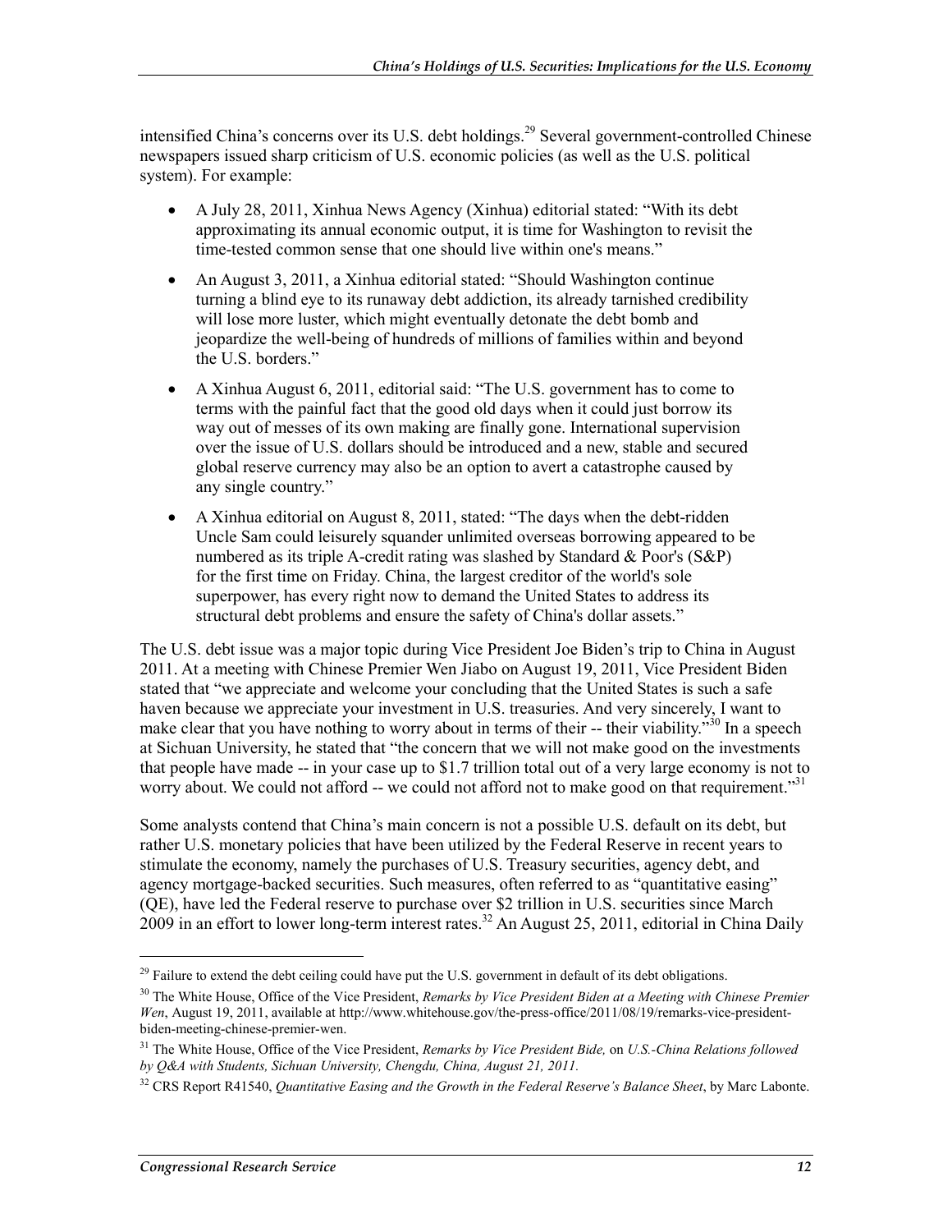intensified China's concerns over its U.S. debt holdings.[29] Several government-controlled Chinese newspapers issued sharp criticism of U.S. economic policies (as well as the U.S. political system). For example:

- A July 28, 2011, Xinhua News Agency (Xinhua) editorial stated: "With its debt approximating its annual economic output, it is time for Washington to revisit the time-tested common sense that one should live within one's means."
- An August 3, 2011, a Xinhua editorial stated: "Should Washington continue turning a blind eye to its runaway debt addiction, its already tarnished credibility will lose more luster, which might eventually detonate the debt bomb and jeopardize the well-being of hundreds of millions of families within and beyond the U.S. borders."
- A Xinhua August 6, 2011, editorial said: "The U.S. government has to come to terms with the painful fact that the good old days when it could just borrow its way out of messes of its own making are finally gone. International supervision over the issue of U.S. dollars should be introduced and a new, stable and secured global reserve currency may also be an option to avert a catastrophe caused by any single country."
- A Xinhua editorial on August 8, 2011, stated: "The days when the debt-ridden Uncle Sam could leisurely squander unlimited overseas borrowing appeared to be numbered as its triple A-credit rating was slashed by Standard & Poor's (S&P) for the first time on Friday. China, the largest creditor of the world's sole superpower, has every right now to demand the United States to address its structural debt problems and ensure the safety of China's dollar assets."

The U.S. debt issue was a major topic during Vice President Joe Biden's trip to China in August 2011. At a meeting with Chinese Premier Wen Jiabo on August 19, 2011, Vice President Biden stated that "we appreciate and welcome your concluding that the United States is such a safe haven because we appreciate your investment in U.S. treasuries. And very sincerely, I want to make clear that you have nothing to worry about in terms of their -- their viability."[30] In a speech at Sichuan University, he stated that "the concern that we will not make good on the investments that people have made -- in your case up to $1.7 trillion total out of a very large economy is not to worry about. We could not afford -- we could not afford not to make good on that requirement."[31]

Some analysts contend that China's main concern is not a possible U.S. default on its debt, but rather U.S. monetary policies that have been utilized by the Federal Reserve in recent years to stimulate the economy, namely the purchases of U.S. Treasury securities, agency debt, and agency mortgage-backed securities. Such measures, often referred to as "quantitative easing" (QE), have led the Federal reserve to purchase over $2 trillion in U.S. securities since March 2009 in an effort to lower long-term interest rates.[32] An August 25, 2011, editorial in China Daily

---

[29] Failure to extend the debt ceiling could have put the U.S. government in default of its debt obligations.

[30] The White House, Office of the Vice President, *Remarks by Vice President Biden at a Meeting with Chinese Premier Wen*, August 19, 2011, available at http://www.whitehouse.gov/the-press-office/2011/08/19/remarks-vice-president-biden-meeting-chinese-premier-wen.

[31] The White House, Office of the Vice President, *Remarks by Vice President Bide,* on *U.S.-China Relations followed by Q&A with Students, Sichuan University, Chengdu, China, August 21, 2011.*

[32] CRS Report R41540, *Quantitative Easing and the Growth in the Federal Reserve's Balance Sheet*, by Marc Labonte.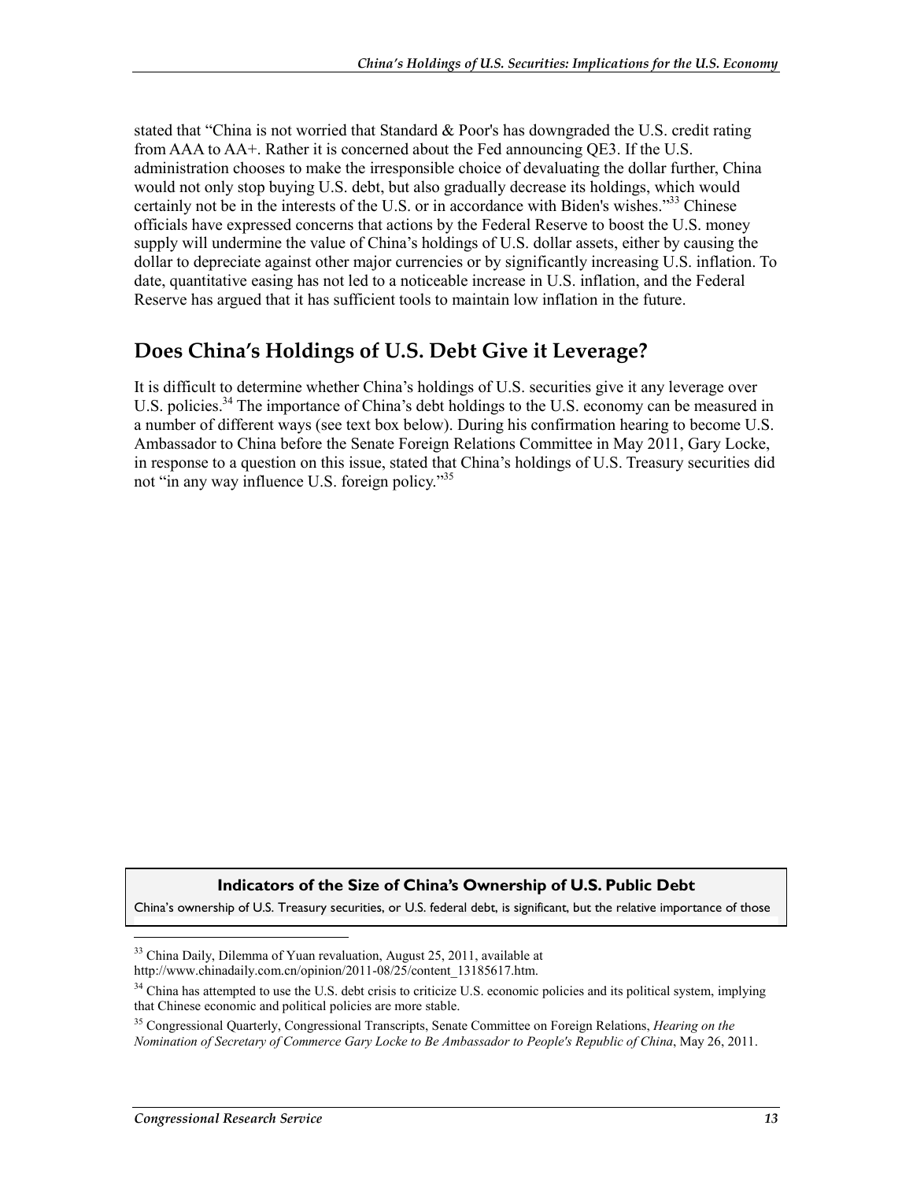stated that "China is not worried that Standard & Poor's has downgraded the U.S. credit rating from AAA to AA+. Rather it is concerned about the Fed announcing QE3. If the U.S. administration chooses to make the irresponsible choice of devaluating the dollar further, China would not only stop buying U.S. debt, but also gradually decrease its holdings, which would certainly not be in the interests of the U.S. or in accordance with Biden's wishes."[33] Chinese officials have expressed concerns that actions by the Federal Reserve to boost the U.S. money supply will undermine the value of China's holdings of U.S. dollar assets, either by causing the dollar to depreciate against other major currencies or by significantly increasing U.S. inflation. To date, quantitative easing has not led to a noticeable increase in U.S. inflation, and the Federal Reserve has argued that it has sufficient tools to maintain low inflation in the future.

## Does China's Holdings of U.S. Debt Give it Leverage?

It is difficult to determine whether China's holdings of U.S. securities give it any leverage over U.S. policies.[34] The importance of China's debt holdings to the U.S. economy can be measured in a number of different ways (see text box below). During his confirmation hearing to become U.S. Ambassador to China before the Senate Foreign Relations Committee in May 2011, Gary Locke, in response to a question on this issue, stated that China's holdings of U.S. Treasury securities did not "in any way influence U.S. foreign policy."[35]

**Indicators of the Size of China's Ownership of U.S. Public Debt**

China's ownership of U.S. Treasury securities, or U.S. federal debt, is significant, but the relative importance of those

---

[33] China Daily, Dilemma of Yuan revaluation, August 25, 2011, available at http://www.chinadaily.com.cn/opinion/2011-08/25/content_13185617.htm.

[34] China has attempted to use the U.S. debt crisis to criticize U.S. economic policies and its political system, implying that Chinese economic and political policies are more stable.

[35] Congressional Quarterly, Congressional Transcripts, Senate Committee on Foreign Relations, *Hearing on the Nomination of Secretary of Commerce Gary Locke to Be Ambassador to People's Republic of China*, May 26, 2011.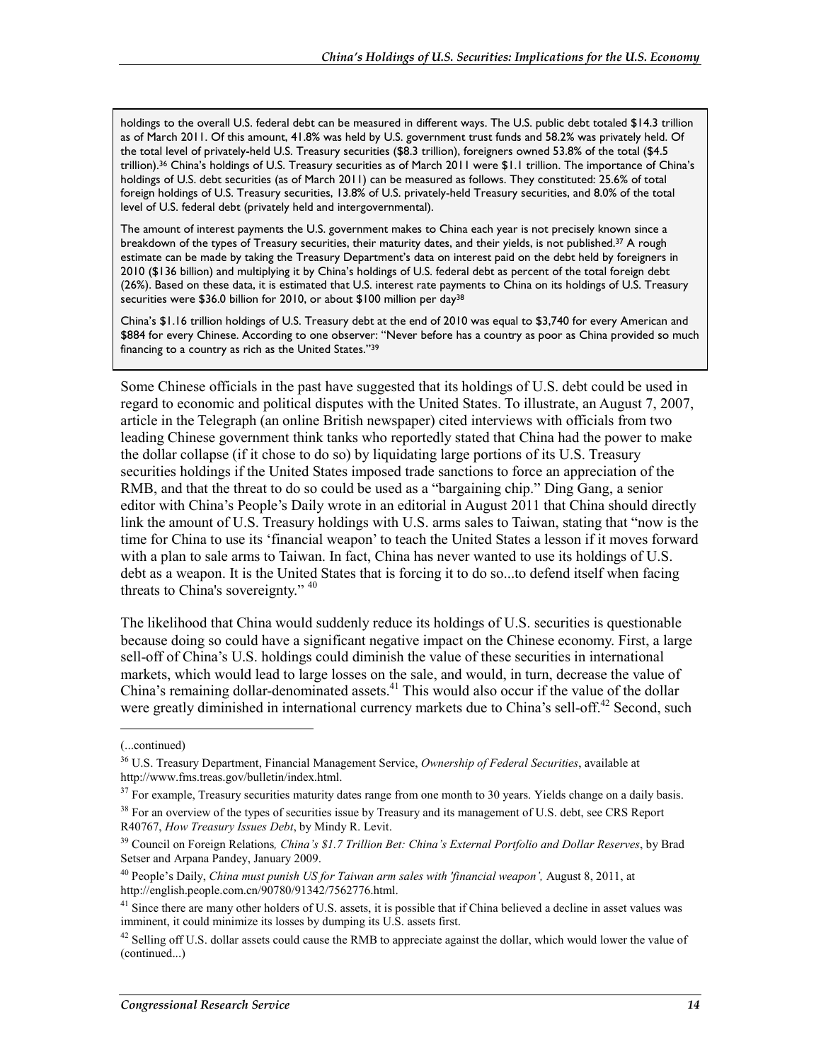holdings to the overall U.S. federal debt can be measured in different ways. The U.S. public debt totaled $14.3 trillion as of March 2011. Of this amount, 41.8% was held by U.S. government trust funds and 58.2% was privately held. Of the total level of privately-held U.S. Treasury securities ($8.3 trillion), foreigners owned 53.8% of the total ($4.5 trillion).[36] China's holdings of U.S. Treasury securities as of March 2011 were $1.1 trillion. The importance of China's holdings of U.S. debt securities (as of March 2011) can be measured as follows. They constituted: 25.6% of total foreign holdings of U.S. Treasury securities, 13.8% of U.S. privately-held Treasury securities, and 8.0% of the total level of U.S. federal debt (privately held and intergovernmental).

The amount of interest payments the U.S. government makes to China each year is not precisely known since a breakdown of the types of Treasury securities, their maturity dates, and their yields, is not published.[37] A rough estimate can be made by taking the Treasury Department's data on interest paid on the debt held by foreigners in 2010 ($136 billion) and multiplying it by China's holdings of U.S. federal debt as percent of the total foreign debt (26%). Based on these data, it is estimated that U.S. interest rate payments to China on its holdings of U.S. Treasury securities were $36.0 billion for 2010, or about $100 million per day[38]

China's $1.16 trillion holdings of U.S. Treasury debt at the end of 2010 was equal to $3,740 for every American and $884 for every Chinese. According to one observer: "Never before has a country as poor as China provided so much financing to a country as rich as the United States."[39]

Some Chinese officials in the past have suggested that its holdings of U.S. debt could be used in regard to economic and political disputes with the United States. To illustrate, an August 7, 2007, article in the Telegraph (an online British newspaper) cited interviews with officials from two leading Chinese government think tanks who reportedly stated that China had the power to make the dollar collapse (if it chose to do so) by liquidating large portions of its U.S. Treasury securities holdings if the United States imposed trade sanctions to force an appreciation of the RMB, and that the threat to do so could be used as a "bargaining chip." Ding Gang, a senior editor with China's People's Daily wrote in an editorial in August 2011 that China should directly link the amount of U.S. Treasury holdings with U.S. arms sales to Taiwan, stating that "now is the time for China to use its 'financial weapon' to teach the United States a lesson if it moves forward with a plan to sale arms to Taiwan. In fact, China has never wanted to use its holdings of U.S. debt as a weapon. It is the United States that is forcing it to do so...to defend itself when facing threats to China's sovereignty." [40]

The likelihood that China would suddenly reduce its holdings of U.S. securities is questionable because doing so could have a significant negative impact on the Chinese economy. First, a large sell-off of China's U.S. holdings could diminish the value of these securities in international markets, which would lead to large losses on the sale, and would, in turn, decrease the value of China's remaining dollar-denominated assets.[41] This would also occur if the value of the dollar were greatly diminished in international currency markets due to China's sell-off.[42] Second, such

---

(...continued)

[36] U.S. Treasury Department, Financial Management Service, *Ownership of Federal Securities*, available at http://www.fms.treas.gov/bulletin/index.html.

[37] For example, Treasury securities maturity dates range from one month to 30 years. Yields change on a daily basis.

[38] For an overview of the types of securities issue by Treasury and its management of U.S. debt, see CRS Report R40767, *How Treasury Issues Debt*, by Mindy R. Levit.

[39] Council on Foreign Relations*, China's $1.7 Trillion Bet: China's External Portfolio and Dollar Reserves*, by Brad Setser and Arpana Pandey, January 2009.

[40] People's Daily, *China must punish US for Taiwan arm sales with 'financial weapon',* August 8, 2011, at http://english.people.com.cn/90780/91342/7562776.html.

[41] Since there are many other holders of U.S. assets, it is possible that if China believed a decline in asset values was imminent, it could minimize its losses by dumping its U.S. assets first.

[42] Selling off U.S. dollar assets could cause the RMB to appreciate against the dollar, which would lower the value of (continued...)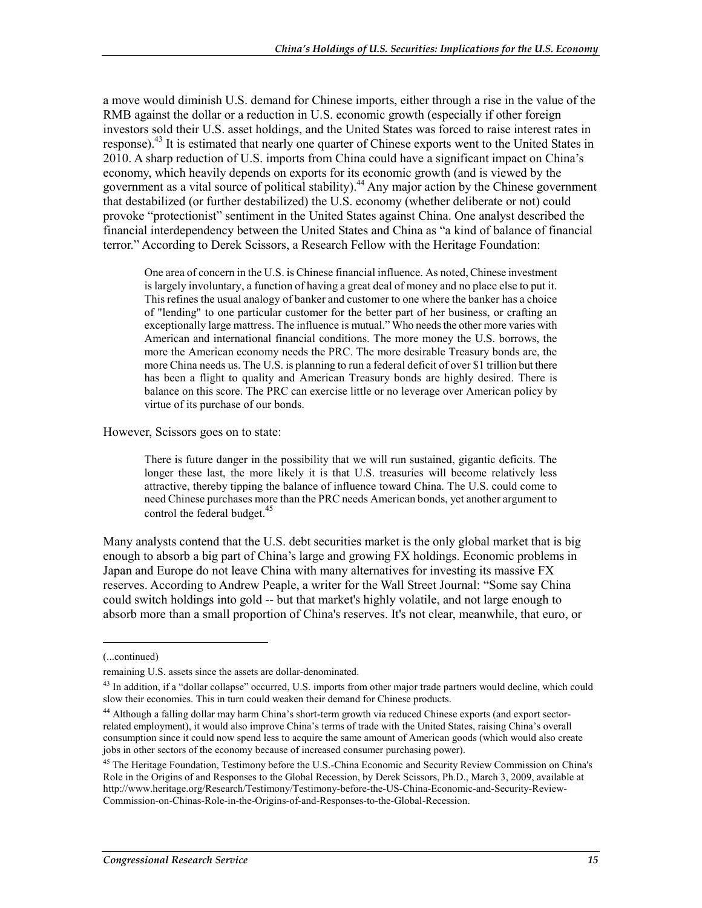a move would diminish U.S. demand for Chinese imports, either through a rise in the value of the RMB against the dollar or a reduction in U.S. economic growth (especially if other foreign investors sold their U.S. asset holdings, and the United States was forced to raise interest rates in response).[43] It is estimated that nearly one quarter of Chinese exports went to the United States in 2010. A sharp reduction of U.S. imports from China could have a significant impact on China's economy, which heavily depends on exports for its economic growth (and is viewed by the government as a vital source of political stability).[44] Any major action by the Chinese government that destabilized (or further destabilized) the U.S. economy (whether deliberate or not) could provoke "protectionist" sentiment in the United States against China. One analyst described the financial interdependency between the United States and China as "a kind of balance of financial terror." According to Derek Scissors, a Research Fellow with the Heritage Foundation:

> One area of concern in the U.S. is Chinese financial influence. As noted, Chinese investment is largely involuntary, a function of having a great deal of money and no place else to put it. This refines the usual analogy of banker and customer to one where the banker has a choice of "lending" to one particular customer for the better part of her business, or crafting an exceptionally large mattress. The influence is mutual." Who needs the other more varies with American and international financial conditions. The more money the U.S. borrows, the more the American economy needs the PRC. The more desirable Treasury bonds are, the more China needs us. The U.S. is planning to run a federal deficit of over $1 trillion but there has been a flight to quality and American Treasury bonds are highly desired. There is balance on this score. The PRC can exercise little or no leverage over American policy by virtue of its purchase of our bonds.

However, Scissors goes on to state:

> There is future danger in the possibility that we will run sustained, gigantic deficits. The longer these last, the more likely it is that U.S. treasuries will become relatively less attractive, thereby tipping the balance of influence toward China. The U.S. could come to need Chinese purchases more than the PRC needs American bonds, yet another argument to control the federal budget.[45]

Many analysts contend that the U.S. debt securities market is the only global market that is big enough to absorb a big part of China's large and growing FX holdings. Economic problems in Japan and Europe do not leave China with many alternatives for investing its massive FX reserves. According to Andrew Peaple, a writer for the Wall Street Journal: "Some say China could switch holdings into gold -- but that market's highly volatile, and not large enough to absorb more than a small proportion of China's reserves. It's not clear, meanwhile, that euro, or

---

(...continued)

remaining U.S. assets since the assets are dollar-denominated.

[43] In addition, if a "dollar collapse" occurred, U.S. imports from other major trade partners would decline, which could slow their economies. This in turn could weaken their demand for Chinese products.

[44] Although a falling dollar may harm China's short-term growth via reduced Chinese exports (and export sector-related employment), it would also improve China's terms of trade with the United States, raising China's overall consumption since it could now spend less to acquire the same amount of American goods (which would also create jobs in other sectors of the economy because of increased consumer purchasing power).

[45] The Heritage Foundation, Testimony before the U.S.-China Economic and Security Review Commission on China's Role in the Origins of and Responses to the Global Recession, by Derek Scissors, Ph.D., March 3, 2009, available at http://www.heritage.org/Research/Testimony/Testimony-before-the-US-China-Economic-and-Security-Review-Commission-on-Chinas-Role-in-the-Origins-of-and-Responses-to-the-Global-Recession.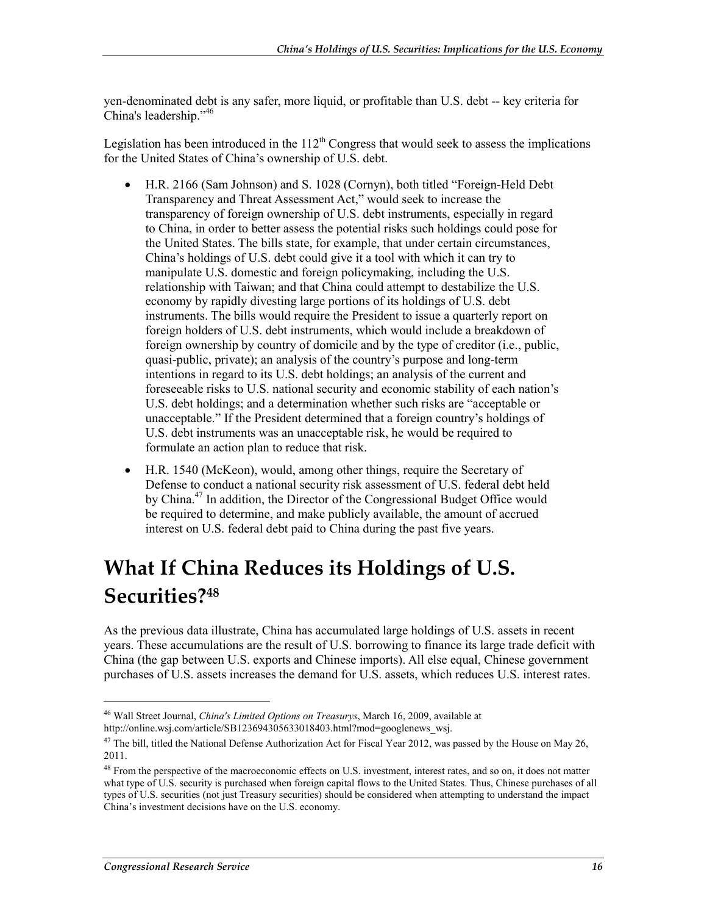yen-denominated debt is any safer, more liquid, or profitable than U.S. debt -- key criteria for China's leadership."[46]

Legislation has been introduced in the 112th Congress that would seek to assess the implications for the United States of China's ownership of U.S. debt.

- H.R. 2166 (Sam Johnson) and S. 1028 (Cornyn), both titled "Foreign-Held Debt Transparency and Threat Assessment Act," would seek to increase the transparency of foreign ownership of U.S. debt instruments, especially in regard to China, in order to better assess the potential risks such holdings could pose for the United States. The bills state, for example, that under certain circumstances, China's holdings of U.S. debt could give it a tool with which it can try to manipulate U.S. domestic and foreign policymaking, including the U.S. relationship with Taiwan; and that China could attempt to destabilize the U.S. economy by rapidly divesting large portions of its holdings of U.S. debt instruments. The bills would require the President to issue a quarterly report on foreign holders of U.S. debt instruments, which would include a breakdown of foreign ownership by country of domicile and by the type of creditor (i.e., public, quasi-public, private); an analysis of the country's purpose and long-term intentions in regard to its U.S. debt holdings; an analysis of the current and foreseeable risks to U.S. national security and economic stability of each nation's U.S. debt holdings; and a determination whether such risks are "acceptable or unacceptable." If the President determined that a foreign country's holdings of U.S. debt instruments was an unacceptable risk, he would be required to formulate an action plan to reduce that risk.
- H.R. 1540 (McKeon), would, among other things, require the Secretary of Defense to conduct a national security risk assessment of U.S. federal debt held by China.[47] In addition, the Director of the Congressional Budget Office would be required to determine, and make publicly available, the amount of accrued interest on U.S. federal debt paid to China during the past five years.

# What If China Reduces its Holdings of U.S. Securities?[48]

As the previous data illustrate, China has accumulated large holdings of U.S. assets in recent years. These accumulations are the result of U.S. borrowing to finance its large trade deficit with China (the gap between U.S. exports and Chinese imports). All else equal, Chinese government purchases of U.S. assets increases the demand for U.S. assets, which reduces U.S. interest rates.

---

[46] Wall Street Journal, *China's Limited Options on Treasurys*, March 16, 2009, available at http://online.wsj.com/article/SB123694305633018403.html?mod=googlenews_wsj.

[47] The bill, titled the National Defense Authorization Act for Fiscal Year 2012, was passed by the House on May 26, 2011.

[48] From the perspective of the macroeconomic effects on U.S. investment, interest rates, and so on, it does not matter what type of U.S. security is purchased when foreign capital flows to the United States. Thus, Chinese purchases of all types of U.S. securities (not just Treasury securities) should be considered when attempting to understand the impact China's investment decisions have on the U.S. economy.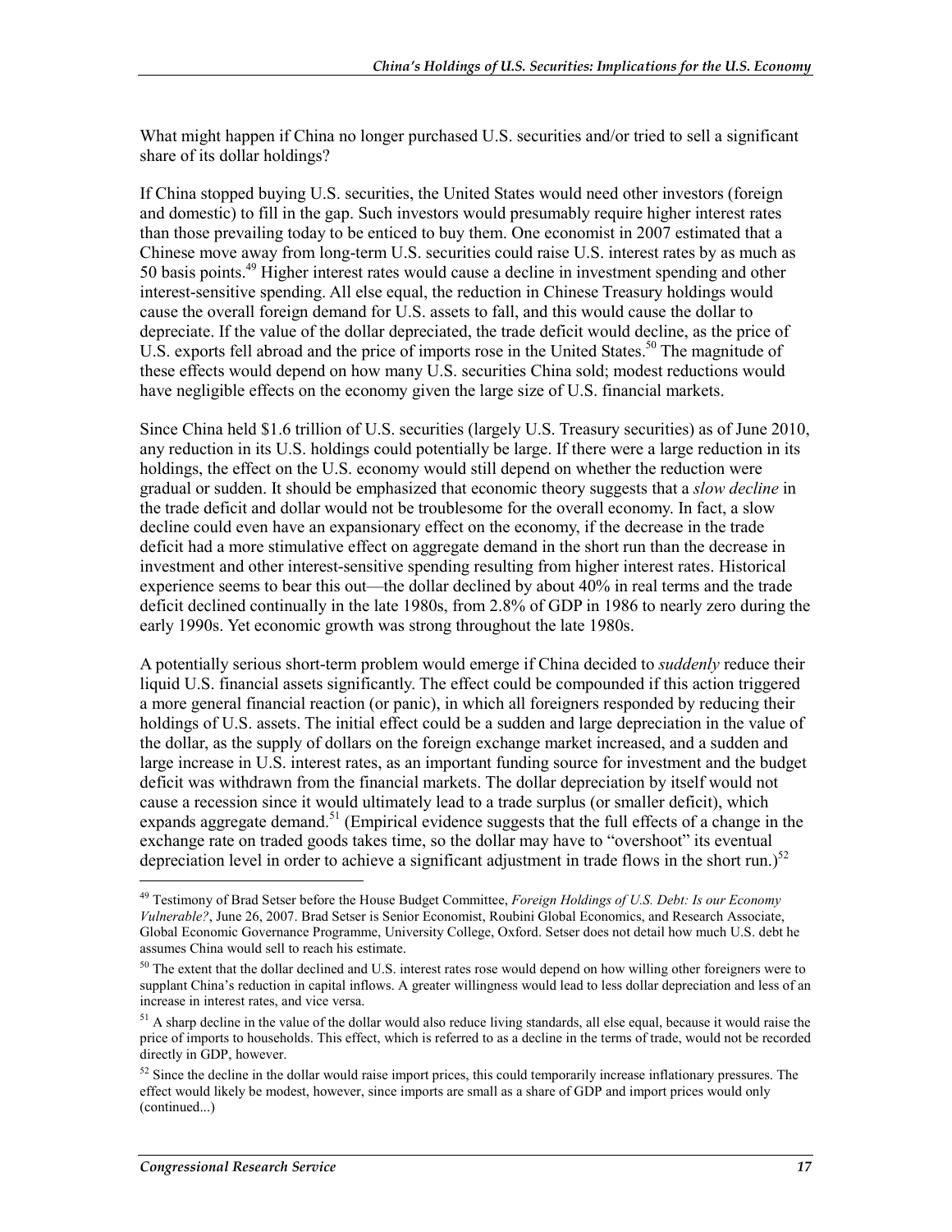What might happen if China no longer purchased U.S. securities and/or tried to sell a significant share of its dollar holdings?

If China stopped buying U.S. securities, the United States would need other investors (foreign and domestic) to fill in the gap. Such investors would presumably require higher interest rates than those prevailing today to be enticed to buy them. One economist in 2007 estimated that a Chinese move away from long-term U.S. securities could raise U.S. interest rates by as much as 50 basis points.[49] Higher interest rates would cause a decline in investment spending and other interest-sensitive spending. All else equal, the reduction in Chinese Treasury holdings would cause the overall foreign demand for U.S. assets to fall, and this would cause the dollar to depreciate. If the value of the dollar depreciated, the trade deficit would decline, as the price of U.S. exports fell abroad and the price of imports rose in the United States.[50] The magnitude of these effects would depend on how many U.S. securities China sold; modest reductions would have negligible effects on the economy given the large size of U.S. financial markets.

Since China held $1.6 trillion of U.S. securities (largely U.S. Treasury securities) as of June 2010, any reduction in its U.S. holdings could potentially be large. If there were a large reduction in its holdings, the effect on the U.S. economy would still depend on whether the reduction were gradual or sudden. It should be emphasized that economic theory suggests that a *slow decline* in the trade deficit and dollar would not be troublesome for the overall economy. In fact, a slow decline could even have an expansionary effect on the economy, if the decrease in the trade deficit had a more stimulative effect on aggregate demand in the short run than the decrease in investment and other interest-sensitive spending resulting from higher interest rates. Historical experience seems to bear this out—the dollar declined by about 40% in real terms and the trade deficit declined continually in the late 1980s, from 2.8% of GDP in 1986 to nearly zero during the early 1990s. Yet economic growth was strong throughout the late 1980s.

A potentially serious short-term problem would emerge if China decided to *suddenly* reduce their liquid U.S. financial assets significantly. The effect could be compounded if this action triggered a more general financial reaction (or panic), in which all foreigners responded by reducing their holdings of U.S. assets. The initial effect could be a sudden and large depreciation in the value of the dollar, as the supply of dollars on the foreign exchange market increased, and a sudden and large increase in U.S. interest rates, as an important funding source for investment and the budget deficit was withdrawn from the financial markets. The dollar depreciation by itself would not cause a recession since it would ultimately lead to a trade surplus (or smaller deficit), which expands aggregate demand.[51] (Empirical evidence suggests that the full effects of a change in the exchange rate on traded goods takes time, so the dollar may have to "overshoot" its eventual depreciation level in order to achieve a significant adjustment in trade flows in the short run.)[52]

---

[49] Testimony of Brad Setser before the House Budget Committee, *Foreign Holdings of U.S. Debt: Is our Economy Vulnerable?*, June 26, 2007. Brad Setser is Senior Economist, Roubini Global Economics, and Research Associate, Global Economic Governance Programme, University College, Oxford. Setser does not detail how much U.S. debt he assumes China would sell to reach his estimate.

[50] The extent that the dollar declined and U.S. interest rates rose would depend on how willing other foreigners were to supplant China's reduction in capital inflows. A greater willingness would lead to less dollar depreciation and less of an increase in interest rates, and vice versa.

[51] A sharp decline in the value of the dollar would also reduce living standards, all else equal, because it would raise the price of imports to households. This effect, which is referred to as a decline in the terms of trade, would not be recorded directly in GDP, however.

[52] Since the decline in the dollar would raise import prices, this could temporarily increase inflationary pressures. The effect would likely be modest, however, since imports are small as a share of GDP and import prices would only (continued...)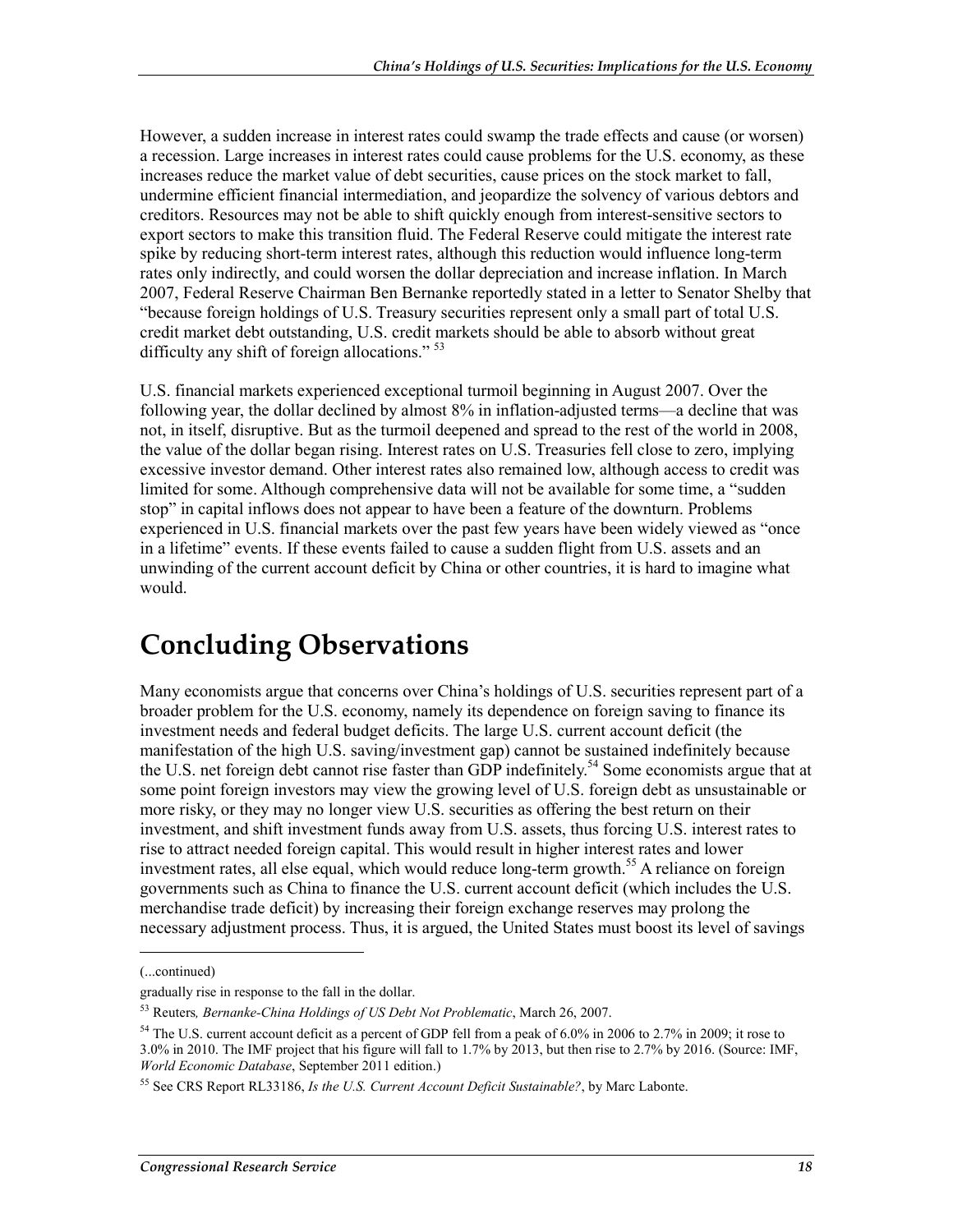However, a sudden increase in interest rates could swamp the trade effects and cause (or worsen) a recession. Large increases in interest rates could cause problems for the U.S. economy, as these increases reduce the market value of debt securities, cause prices on the stock market to fall, undermine efficient financial intermediation, and jeopardize the solvency of various debtors and creditors. Resources may not be able to shift quickly enough from interest-sensitive sectors to export sectors to make this transition fluid. The Federal Reserve could mitigate the interest rate spike by reducing short-term interest rates, although this reduction would influence long-term rates only indirectly, and could worsen the dollar depreciation and increase inflation. In March 2007, Federal Reserve Chairman Ben Bernanke reportedly stated in a letter to Senator Shelby that "because foreign holdings of U.S. Treasury securities represent only a small part of total U.S. credit market debt outstanding, U.S. credit markets should be able to absorb without great difficulty any shift of foreign allocations." [53]

U.S. financial markets experienced exceptional turmoil beginning in August 2007. Over the following year, the dollar declined by almost 8% in inflation-adjusted terms—a decline that was not, in itself, disruptive. But as the turmoil deepened and spread to the rest of the world in 2008, the value of the dollar began rising. Interest rates on U.S. Treasuries fell close to zero, implying excessive investor demand. Other interest rates also remained low, although access to credit was limited for some. Although comprehensive data will not be available for some time, a "sudden stop" in capital inflows does not appear to have been a feature of the downturn. Problems experienced in U.S. financial markets over the past few years have been widely viewed as "once in a lifetime" events. If these events failed to cause a sudden flight from U.S. assets and an unwinding of the current account deficit by China or other countries, it is hard to imagine what would.

# Concluding Observations

Many economists argue that concerns over China's holdings of U.S. securities represent part of a broader problem for the U.S. economy, namely its dependence on foreign saving to finance its investment needs and federal budget deficits. The large U.S. current account deficit (the manifestation of the high U.S. saving/investment gap) cannot be sustained indefinitely because the U.S. net foreign debt cannot rise faster than GDP indefinitely.[54] Some economists argue that at some point foreign investors may view the growing level of U.S. foreign debt as unsustainable or more risky, or they may no longer view U.S. securities as offering the best return on their investment, and shift investment funds away from U.S. assets, thus forcing U.S. interest rates to rise to attract needed foreign capital. This would result in higher interest rates and lower investment rates, all else equal, which would reduce long-term growth.[55] A reliance on foreign governments such as China to finance the U.S. current account deficit (which includes the U.S. merchandise trade deficit) by increasing their foreign exchange reserves may prolong the necessary adjustment process. Thus, it is argued, the United States must boost its level of savings

---

(...continued)

gradually rise in response to the fall in the dollar.

[53] Reuters*, Bernanke-China Holdings of US Debt Not Problematic*, March 26, 2007.

[54] The U.S. current account deficit as a percent of GDP fell from a peak of 6.0% in 2006 to 2.7% in 2009; it rose to 3.0% in 2010. The IMF project that his figure will fall to 1.7% by 2013, but then rise to 2.7% by 2016. (Source: IMF, *World Economic Database*, September 2011 edition.)

[55] See CRS Report RL33186, *Is the U.S. Current Account Deficit Sustainable?*, by Marc Labonte.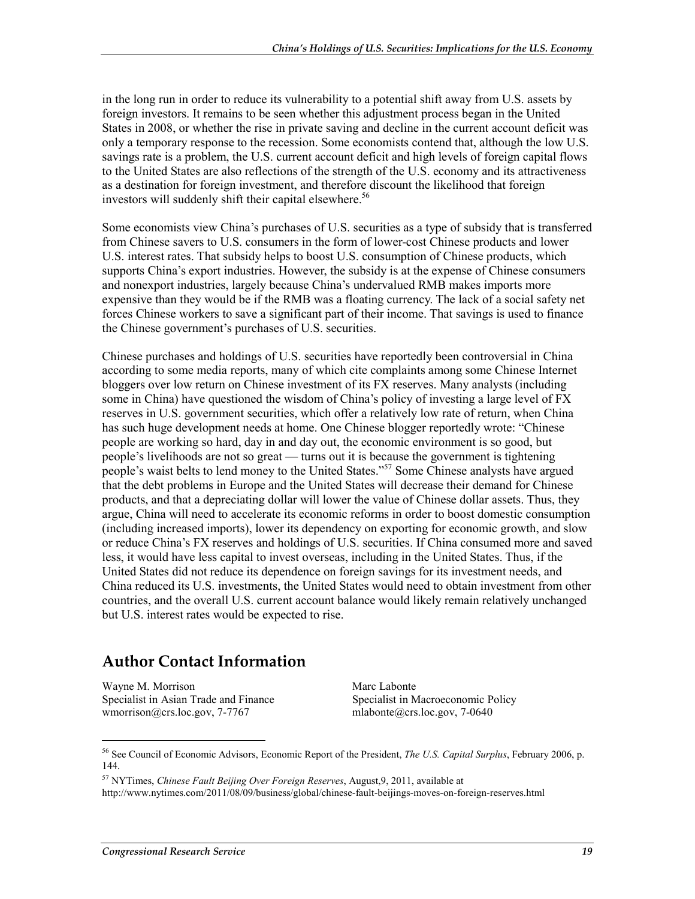in the long run in order to reduce its vulnerability to a potential shift away from U.S. assets by foreign investors. It remains to be seen whether this adjustment process began in the United States in 2008, or whether the rise in private saving and decline in the current account deficit was only a temporary response to the recession. Some economists contend that, although the low U.S. savings rate is a problem, the U.S. current account deficit and high levels of foreign capital flows to the United States are also reflections of the strength of the U.S. economy and its attractiveness as a destination for foreign investment, and therefore discount the likelihood that foreign investors will suddenly shift their capital elsewhere.[56]

Some economists view China's purchases of U.S. securities as a type of subsidy that is transferred from Chinese savers to U.S. consumers in the form of lower-cost Chinese products and lower U.S. interest rates. That subsidy helps to boost U.S. consumption of Chinese products, which supports China's export industries. However, the subsidy is at the expense of Chinese consumers and nonexport industries, largely because China's undervalued RMB makes imports more expensive than they would be if the RMB was a floating currency. The lack of a social safety net forces Chinese workers to save a significant part of their income. That savings is used to finance the Chinese government's purchases of U.S. securities.

Chinese purchases and holdings of U.S. securities have reportedly been controversial in China according to some media reports, many of which cite complaints among some Chinese Internet bloggers over low return on Chinese investment of its FX reserves. Many analysts (including some in China) have questioned the wisdom of China's policy of investing a large level of FX reserves in U.S. government securities, which offer a relatively low rate of return, when China has such huge development needs at home. One Chinese blogger reportedly wrote: "Chinese people are working so hard, day in and day out, the economic environment is so good, but people's livelihoods are not so great — turns out it is because the government is tightening people's waist belts to lend money to the United States."[57] Some Chinese analysts have argued that the debt problems in Europe and the United States will decrease their demand for Chinese products, and that a depreciating dollar will lower the value of Chinese dollar assets. Thus, they argue, China will need to accelerate its economic reforms in order to boost domestic consumption (including increased imports), lower its dependency on exporting for economic growth, and slow or reduce China's FX reserves and holdings of U.S. securities. If China consumed more and saved less, it would have less capital to invest overseas, including in the United States. Thus, if the United States did not reduce its dependence on foreign savings for its investment needs, and China reduced its U.S. investments, the United States would need to obtain investment from other countries, and the overall U.S. current account balance would likely remain relatively unchanged but U.S. interest rates would be expected to rise.

## Author Contact Information

Wayne M. Morrison
Specialist in Asian Trade and Finance
wmorrison@crs.loc.gov, 7-7767

Marc Labonte
Specialist in Macroeconomic Policy
mlabonte@crs.loc.gov, 7-0640

---

[56] See Council of Economic Advisors, Economic Report of the President, *The U.S. Capital Surplus*, February 2006, p. 144.

[57] NYTimes, *Chinese Fault Beijing Over Foreign Reserves*, August,9, 2011, available at http://www.nytimes.com/2011/08/09/business/global/chinese-fault-beijings-moves-on-foreign-reserves.html